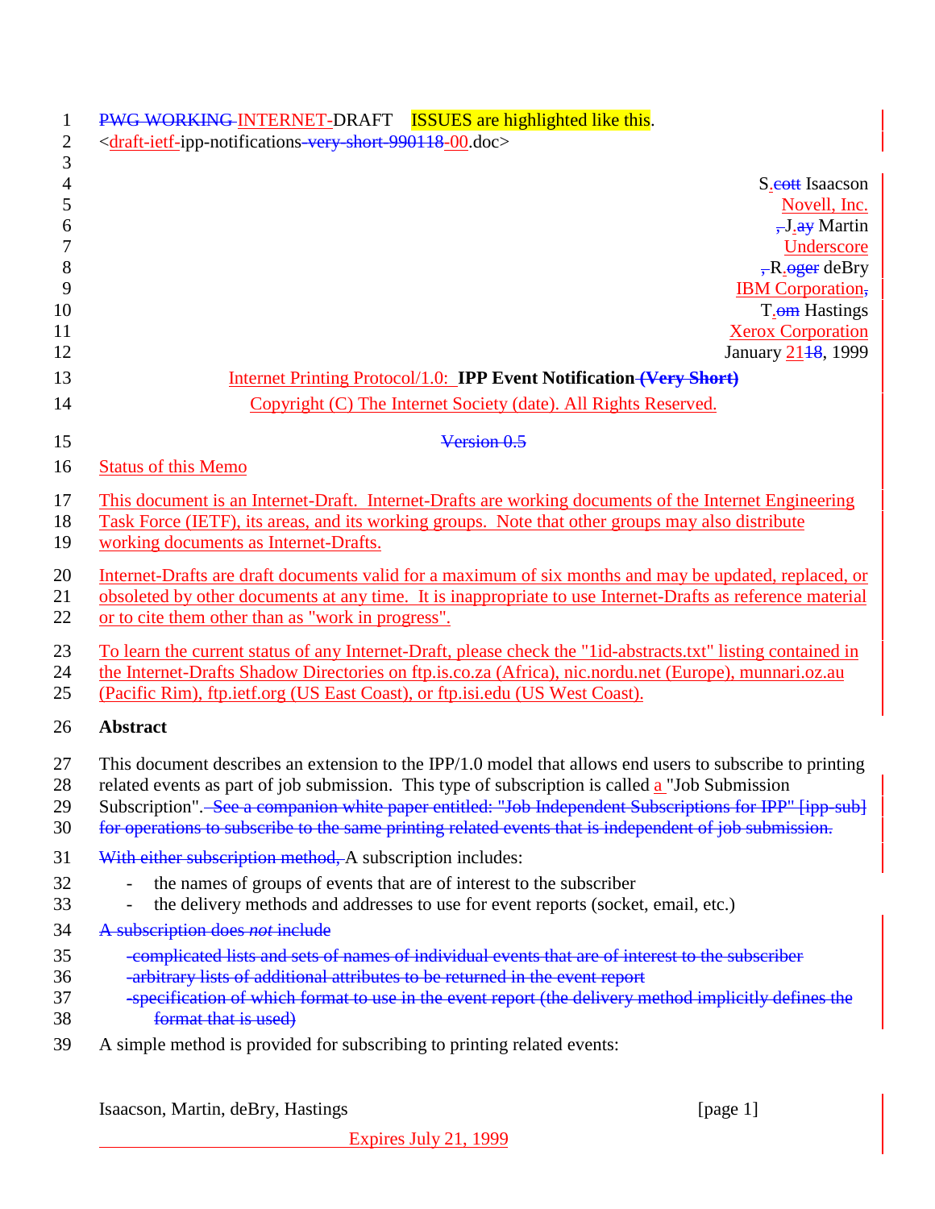PWG WORKING INTERNET-DRAFT ISSUES are highlighted like this.
<draft-ietf-ipp-notifications-very-short-990118-00.doc>

S.cott Isaacson
Novell, Inc.
, J.ay Martin
Underscore
, R.oger deBry
IBM Corporation,
T.om Hastings
Xerox Corporation
January 2118, 1999

**Internet Printing Protocol/1.0: IPP Event Notification (Very Short)**

Copyright (C) The Internet Society (date). All Rights Reserved.

Version 0.5

## Status of this Memo

This document is an Internet-Draft. Internet-Drafts are working documents of the Internet Engineering Task Force (IETF), its areas, and its working groups. Note that other groups may also distribute working documents as Internet-Drafts.

Internet-Drafts are draft documents valid for a maximum of six months and may be updated, replaced, or obsoleted by other documents at any time. It is inappropriate to use Internet-Drafts as reference material or to cite them other than as "work in progress".

To learn the current status of any Internet-Draft, please check the "1id-abstracts.txt" listing contained in the Internet-Drafts Shadow Directories on ftp.is.co.za (Africa), nic.nordu.net (Europe), munnari.oz.au (Pacific Rim), ftp.ietf.org (US East Coast), or ftp.isi.edu (US West Coast).

## Abstract

This document describes an extension to the IPP/1.0 model that allows end users to subscribe to printing related events as part of job submission. This type of subscription is called a "Job Submission Subscription". See a companion white paper entitled: "Job Independent Subscriptions for IPP" [ipp-sub] for operations to subscribe to the same printing related events that is independent of job submission.

With either subscription method, A subscription includes:

- the names of groups of events that are of interest to the subscriber
- the delivery methods and addresses to use for event reports (socket, email, etc.)

A subscription does *not* include

- complicated lists and sets of names of individual events that are of interest to the subscriber
- arbitrary lists of additional attributes to be returned in the event report
- specification of which format to use in the event report (the delivery method implicitly defines the format that is used)

A simple method is provided for subscribing to printing related events:

Expires July 21, 1999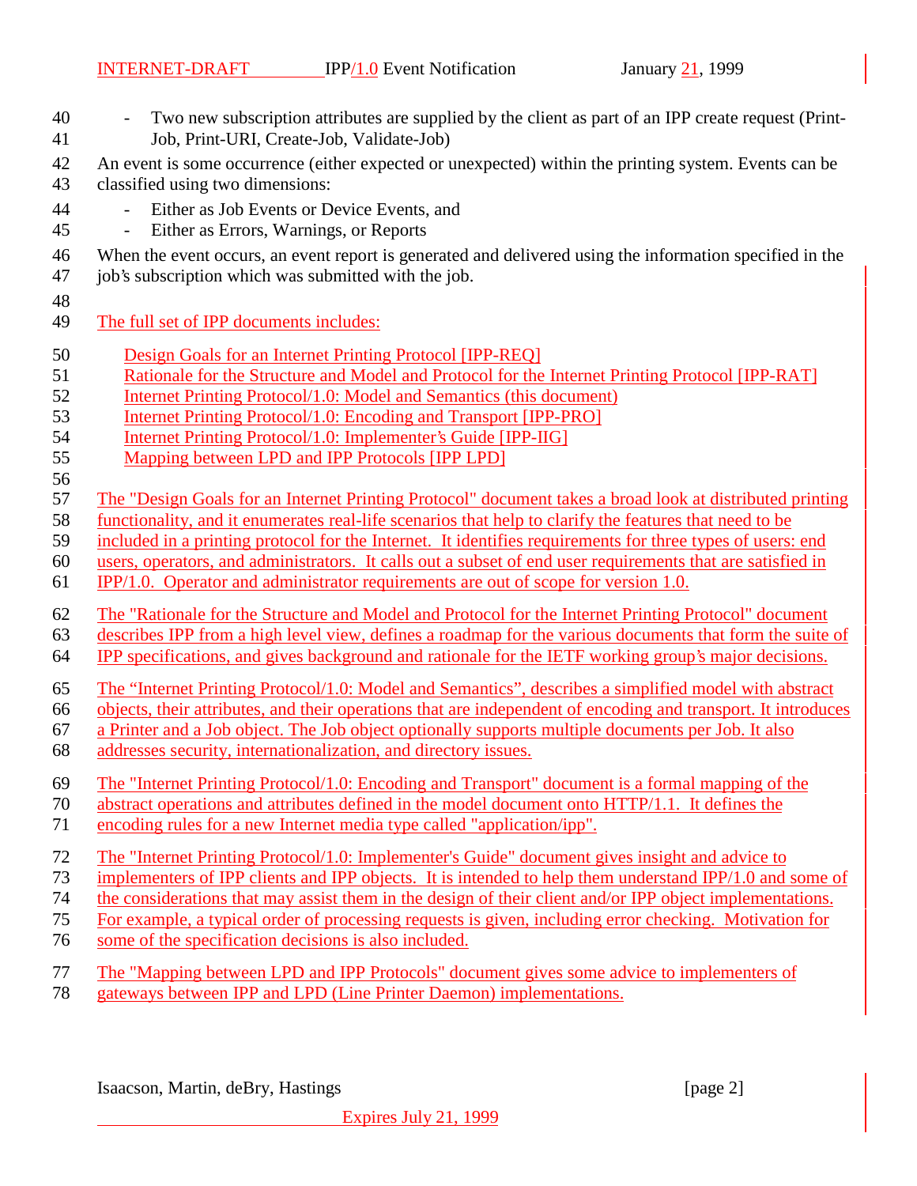- Two new subscription attributes are supplied by the client as part of an IPP create request (Print-Job, Print-URI, Create-Job, Validate-Job)

An event is some occurrence (either expected or unexpected) within the printing system. Events can be classified using two dimensions:

- Either as Job Events or Device Events, and
- Either as Errors, Warnings, or Reports

When the event occurs, an event report is generated and delivered using the information specified in the job's subscription which was submitted with the job.

The full set of IPP documents includes:

Design Goals for an Internet Printing Protocol [IPP-REQ]
Rationale for the Structure and Model and Protocol for the Internet Printing Protocol [IPP-RAT]
Internet Printing Protocol/1.0: Model and Semantics (this document)
Internet Printing Protocol/1.0: Encoding and Transport [IPP-PRO]
Internet Printing Protocol/1.0: Implementer's Guide [IPP-IIG]
Mapping between LPD and IPP Protocols [IPP LPD]

The "Design Goals for an Internet Printing Protocol" document takes a broad look at distributed printing functionality, and it enumerates real-life scenarios that help to clarify the features that need to be included in a printing protocol for the Internet. It identifies requirements for three types of users: end users, operators, and administrators. It calls out a subset of end user requirements that are satisfied in IPP/1.0. Operator and administrator requirements are out of scope for version 1.0.

The "Rationale for the Structure and Model and Protocol for the Internet Printing Protocol" document describes IPP from a high level view, defines a roadmap for the various documents that form the suite of IPP specifications, and gives background and rationale for the IETF working group's major decisions.

The "Internet Printing Protocol/1.0: Model and Semantics", describes a simplified model with abstract objects, their attributes, and their operations that are independent of encoding and transport. It introduces a Printer and a Job object. The Job object optionally supports multiple documents per Job. It also addresses security, internationalization, and directory issues.

The "Internet Printing Protocol/1.0: Encoding and Transport" document is a formal mapping of the abstract operations and attributes defined in the model document onto HTTP/1.1. It defines the encoding rules for a new Internet media type called "application/ipp".

The "Internet Printing Protocol/1.0: Implementer's Guide" document gives insight and advice to implementers of IPP clients and IPP objects. It is intended to help them understand IPP/1.0 and some of the considerations that may assist them in the design of their client and/or IPP object implementations. For example, a typical order of processing requests is given, including error checking. Motivation for some of the specification decisions is also included.

The "Mapping between LPD and IPP Protocols" document gives some advice to implementers of gateways between IPP and LPD (Line Printer Daemon) implementations.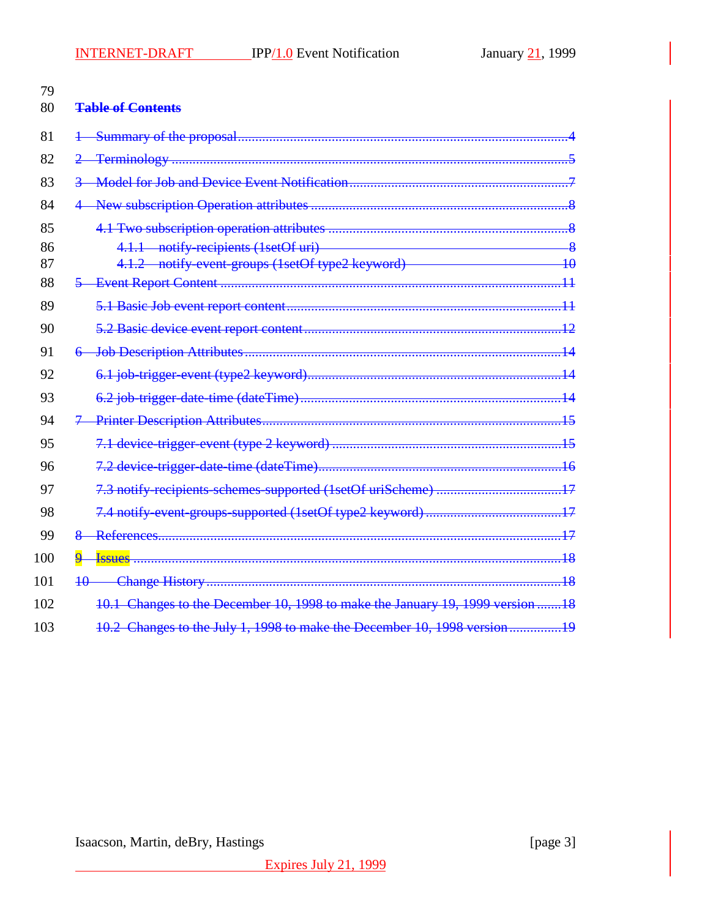79

80 **Table of Contents**

81 1 Summary of the proposal ....................................................................................................4

82 2 Terminology .......................................................................................................................5

83 3 Model for Job and Device Event Notification ...................................................................7

84 4 New subscription Operation attributes ...............................................................................8

85 4.1 Two subscription operation attributes ...........................................................................8

86 4.1.1 notify-recipients (1setOf uri) ....................................................................................8

87 4.1.2 notify-event-groups (1setOf type2 keyword) ..........................................................10

88 5 Event Report Content .......................................................................................................11

89 5.1 Basic Job event report content .....................................................................................11

90 5.2 Basic device event report content .................................................................................12

91 6 Job Description Attributes ................................................................................................14

92 6.1 job-trigger-event (type2 keyword) ................................................................................14

93 6.2 job-trigger-date-time (dateTime) ..................................................................................14

94 7 Printer Description Attributes ............................................................................................15

95 7.1 device-trigger-event (type 2 keyword) ..........................................................................15

96 7.2 device-trigger-date-time (dateTime) ..............................................................................16

97 7.3 notify-recipients-schemes-supported (1setOf uriScheme) ............................................17

98 7.4 notify-event-groups-supported (1setOf type2 keyword) ...............................................17

99 8 References .........................................................................................................................17

100 9 Issues ................................................................................................................................18

101 10 Change History ...............................................................................................................18

102 10.1 Changes to the December 10, 1998 to make the January 19, 1999 version ................18

103 10.2 Changes to the July 1, 1998 to make the December 10, 1998 version ........................19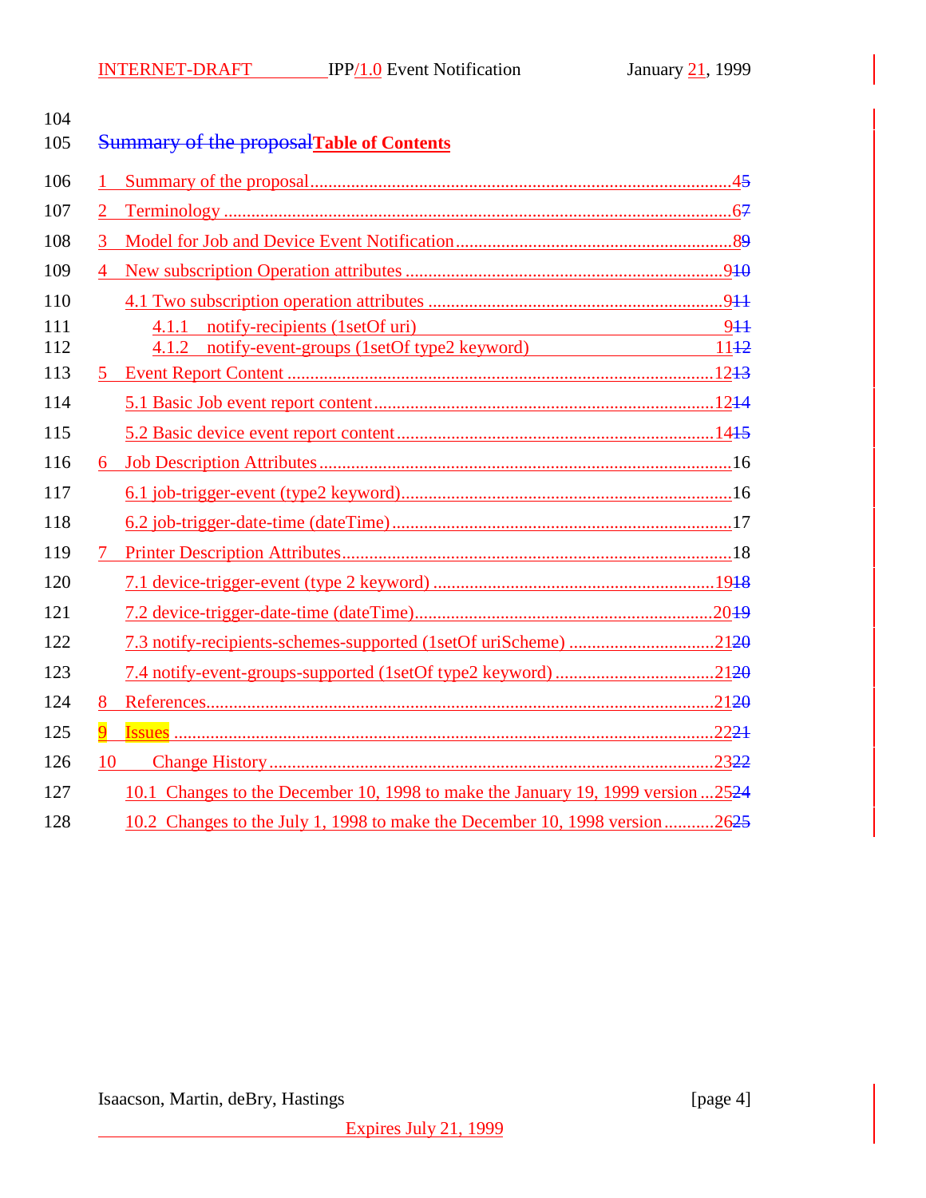## Table of Contents

1 Summary of the proposal ....................................................................................... 4
2 Terminology ......................................................................................................... 6
3 Model for Job and Device Event Notification ........................................................ 8
4 New subscription Operation attributes ................................................................. 9
   4.1 Two subscription operation attributes ............................................................ 9
      4.1.1 notify-recipients (1setOf uri) ..................................................................... 9
      4.1.2 notify-event-groups (1setOf type2 keyword) ............................................ 11
5 Event Report Content ........................................................................................... 12
   5.1 Basic Job event report content ....................................................................... 12
   5.2 Basic device event report content .................................................................. 14
6 Job Description Attributes .................................................................................... 16
   6.1 job-trigger-event (type2 keyword) .................................................................. 16
   6.2 job-trigger-date-time (dateTime) ..................................................................... 17
7 Printer Description Attributes ............................................................................... 18
   7.1 device-trigger-event (type 2 keyword) ............................................................ 19
   7.2 device-trigger-date-time (dateTime) ................................................................ 20
   7.3 notify-recipients-schemes-supported (1setOf uriScheme) ............................... 21
   7.4 notify-event-groups-supported (1setOf type2 keyword) ................................... 21
8 References ............................................................................................................ 21
9 Issues .................................................................................................................... 22
10 Change History ................................................................................................... 23
   10.1 Changes to the December 10, 1998 to make the January 19, 1999 version ... 25
   10.2 Changes to the July 1, 1998 to make the December 10, 1998 version ........... 26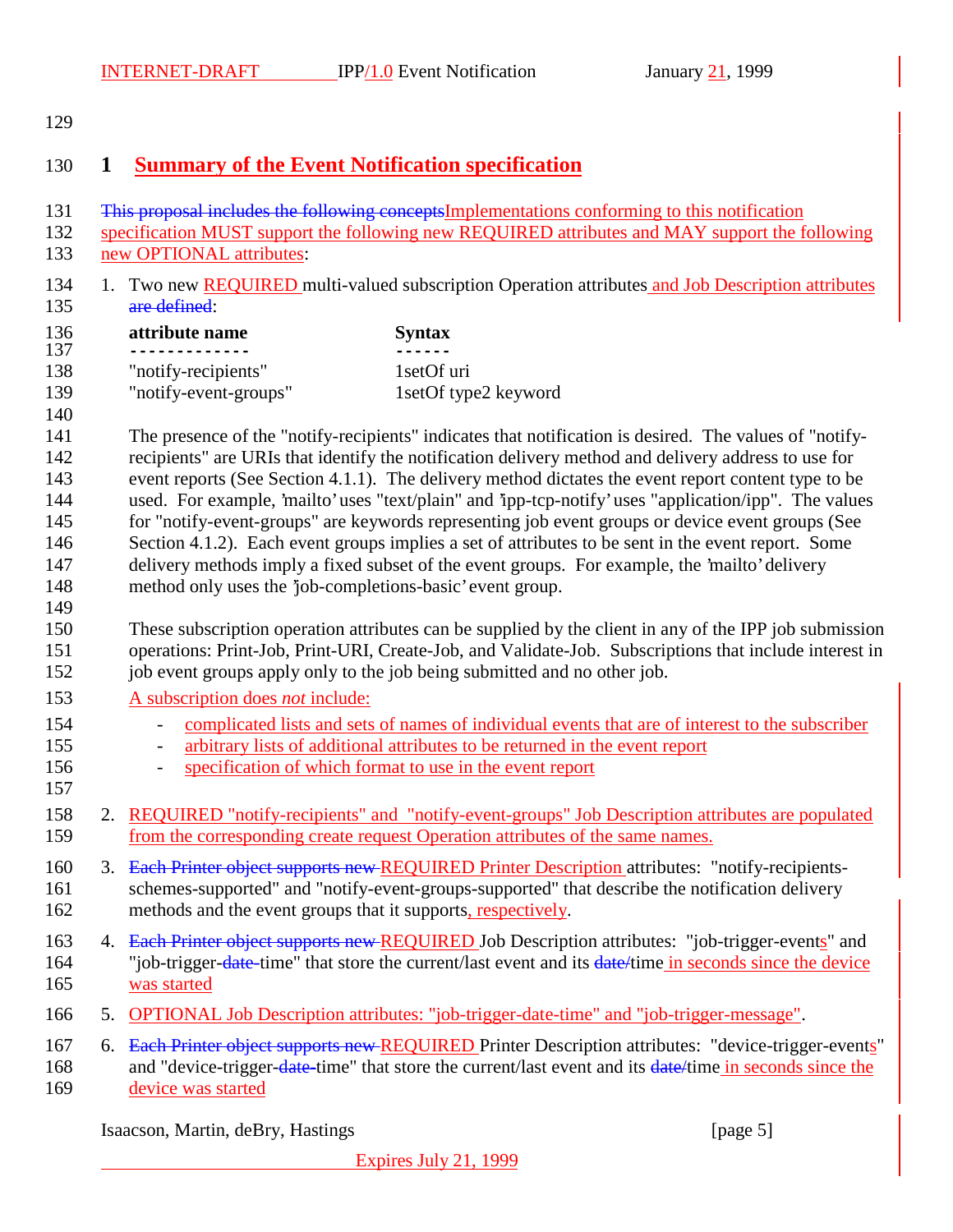# 1 Summary of the Event Notification specification

~~This proposal includes the following concepts~~Implementations conforming to this notification specification MUST support the following new REQUIRED attributes and MAY support the following new OPTIONAL attributes:

1. Two new REQUIRED multi-valued subscription Operation attributes and Job Description attributes ~~are defined~~:

   | attribute name | Syntax |
   |---|---|
   | "notify-recipients" | 1setOf uri |
   | "notify-event-groups" | 1setOf type2 keyword |

   The presence of the "notify-recipients" indicates that notification is desired. The values of "notify-recipients" are URIs that identify the notification delivery method and delivery address to use for event reports (See Section 4.1.1). The delivery method dictates the event report content type to be used. For example, 'mailto' uses "text/plain" and 'ipp-tcp-notify' uses "application/ipp". The values for "notify-event-groups" are keywords representing job event groups or device event groups (See Section 4.1.2). Each event groups implies a set of attributes to be sent in the event report. Some delivery methods imply a fixed subset of the event groups. For example, the 'mailto' delivery method only uses the 'job-completions-basic' event group.

   These subscription operation attributes can be supplied by the client in any of the IPP job submission operations: Print-Job, Print-URI, Create-Job, and Validate-Job. Subscriptions that include interest in job event groups apply only to the job being submitted and no other job.

   A subscription does *not* include:

   - complicated lists and sets of names of individual events that are of interest to the subscriber
   - arbitrary lists of additional attributes to be returned in the event report
   - specification of which format to use in the event report

2. REQUIRED "notify-recipients" and "notify-event-groups" Job Description attributes are populated from the corresponding create request Operation attributes of the same names.

3. ~~Each Printer object supports new~~ REQUIRED Printer Description attributes: "notify-recipients-schemes-supported" and "notify-event-groups-supported" that describe the notification delivery methods and the event groups that it supports, respectively.

4. ~~Each Printer object supports new~~ REQUIRED Job Description attributes: "job-trigger-events" and "job-trigger-~~date-~~time" that store the current/last event and its ~~date/~~time in seconds since the device was started

5. OPTIONAL Job Description attributes: "job-trigger-date-time" and "job-trigger-message".

6. ~~Each Printer object supports new~~ REQUIRED Printer Description attributes: "device-trigger-events" and "device-trigger-~~date-~~time" that store the current/last event and its ~~date/~~time in seconds since the device was started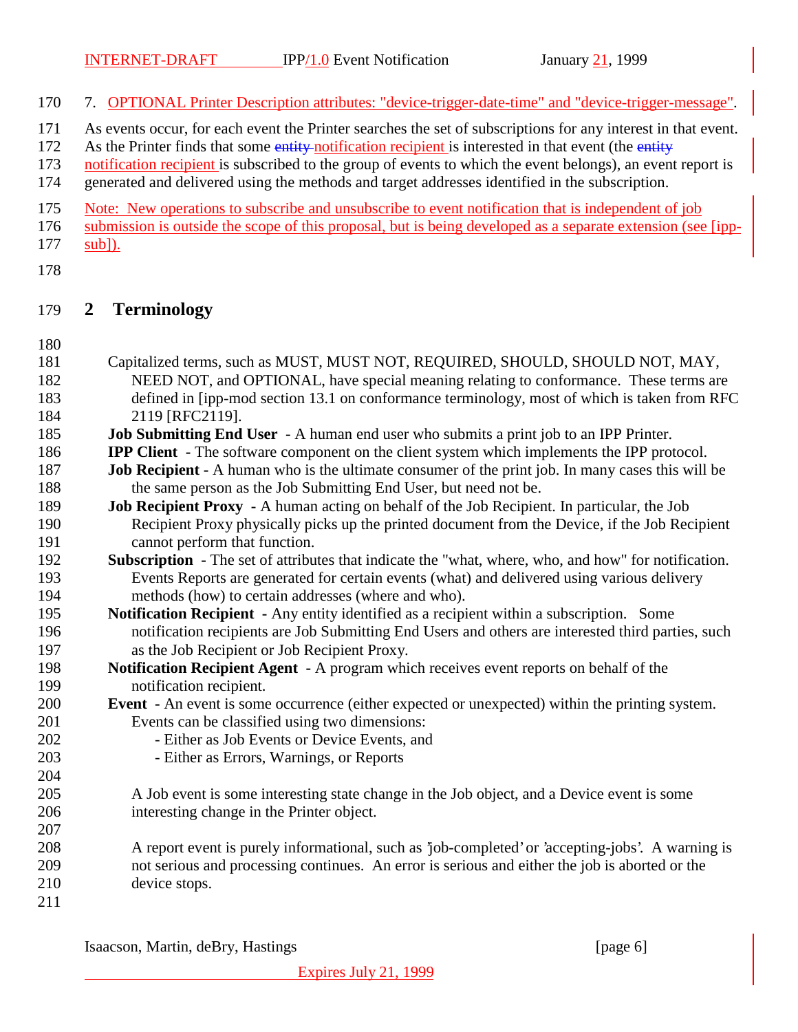7. OPTIONAL Printer Description attributes: "device-trigger-date-time" and "device-trigger-message".

As events occur, for each event the Printer searches the set of subscriptions for any interest in that event. As the Printer finds that some ~~entity~~ notification recipient is interested in that event (the ~~entity~~ notification recipient is subscribed to the group of events to which the event belongs), an event report is generated and delivered using the methods and target addresses identified in the subscription.

Note: New operations to subscribe and unsubscribe to event notification that is independent of job submission is outside the scope of this proposal, but is being developed as a separate extension (see [ipp-sub]).

## 2 Terminology

Capitalized terms, such as MUST, MUST NOT, REQUIRED, SHOULD, SHOULD NOT, MAY, NEED NOT, and OPTIONAL, have special meaning relating to conformance. These terms are defined in [ipp-mod section 13.1 on conformance terminology, most of which is taken from RFC 2119 [RFC2119].

**Job Submitting End User** - A human end user who submits a print job to an IPP Printer.

**IPP Client** - The software component on the client system which implements the IPP protocol.

**Job Recipient** - A human who is the ultimate consumer of the print job. In many cases this will be the same person as the Job Submitting End User, but need not be.

**Job Recipient Proxy** - A human acting on behalf of the Job Recipient. In particular, the Job Recipient Proxy physically picks up the printed document from the Device, if the Job Recipient cannot perform that function.

**Subscription** - The set of attributes that indicate the "what, where, who, and how" for notification. Events Reports are generated for certain events (what) and delivered using various delivery methods (how) to certain addresses (where and who).

**Notification Recipient** - Any entity identified as a recipient within a subscription. Some notification recipients are Job Submitting End Users and others are interested third parties, such as the Job Recipient or Job Recipient Proxy.

**Notification Recipient Agent** - A program which receives event reports on behalf of the notification recipient.

**Event** - An event is some occurrence (either expected or unexpected) within the printing system. Events can be classified using two dimensions:

- Either as Job Events or Device Events, and
- Either as Errors, Warnings, or Reports

A Job event is some interesting state change in the Job object, and a Device event is some interesting change in the Printer object.

A report event is purely informational, such as 'job-completed' or 'accepting-jobs'. A warning is not serious and processing continues. An error is serious and either the job is aborted or the device stops.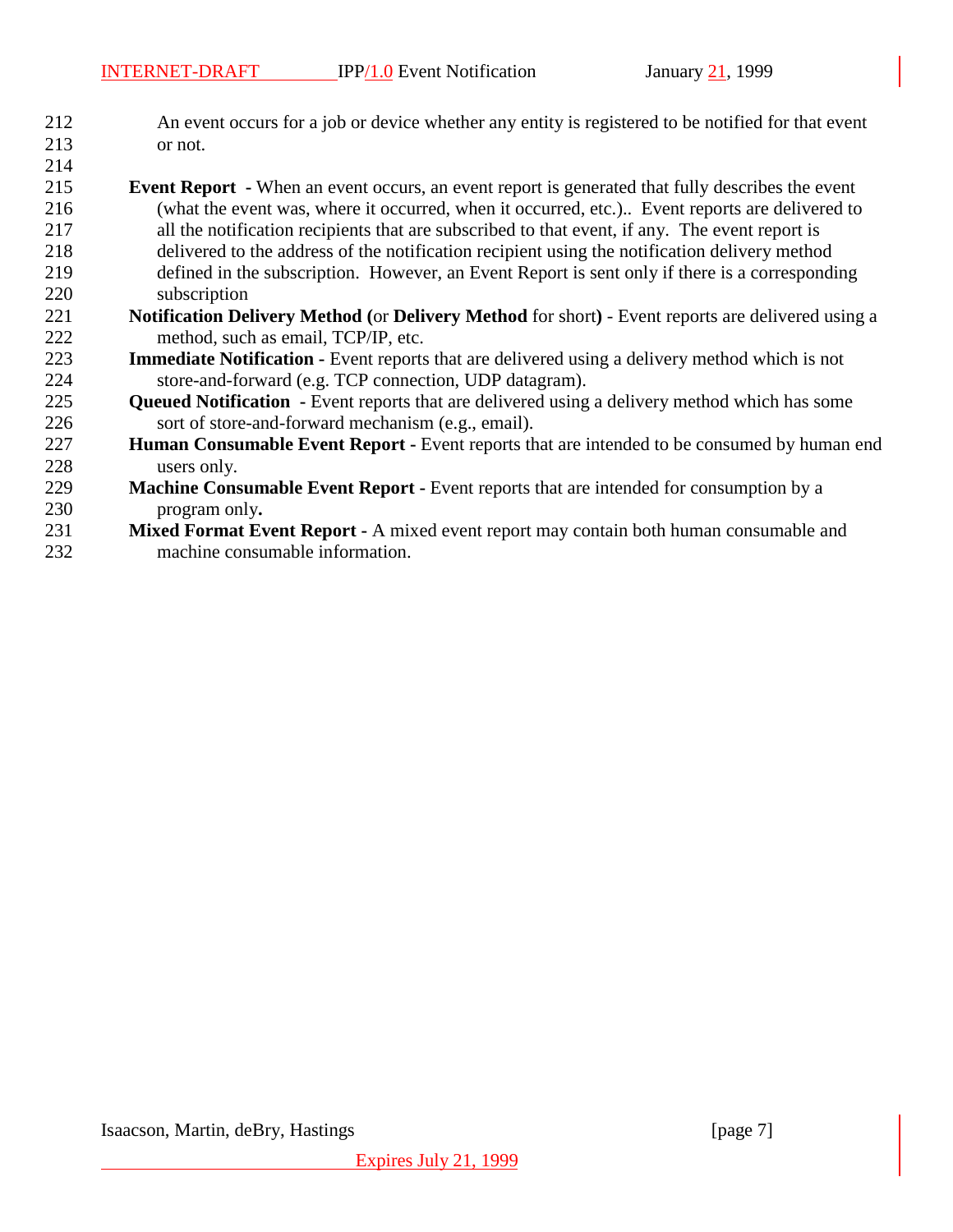An event occurs for a job or device whether any entity is registered to be notified for that event or not.

**Event Report** - When an event occurs, an event report is generated that fully describes the event (what the event was, where it occurred, when it occurred, etc.).. Event reports are delivered to all the notification recipients that are subscribed to that event, if any. The event report is delivered to the address of the notification recipient using the notification delivery method defined in the subscription. However, an Event Report is sent only if there is a corresponding subscription

**Notification Delivery Method (**or **Delivery Method** for short**)** - Event reports are delivered using a method, such as email, TCP/IP, etc.

**Immediate Notification -** Event reports that are delivered using a delivery method which is not store-and-forward (e.g. TCP connection, UDP datagram).

**Queued Notification** - Event reports that are delivered using a delivery method which has some sort of store-and-forward mechanism (e.g., email).

**Human Consumable Event Report -** Event reports that are intended to be consumed by human end users only.

**Machine Consumable Event Report -** Event reports that are intended for consumption by a program only**.**

**Mixed Format Event Report -** A mixed event report may contain both human consumable and machine consumable information.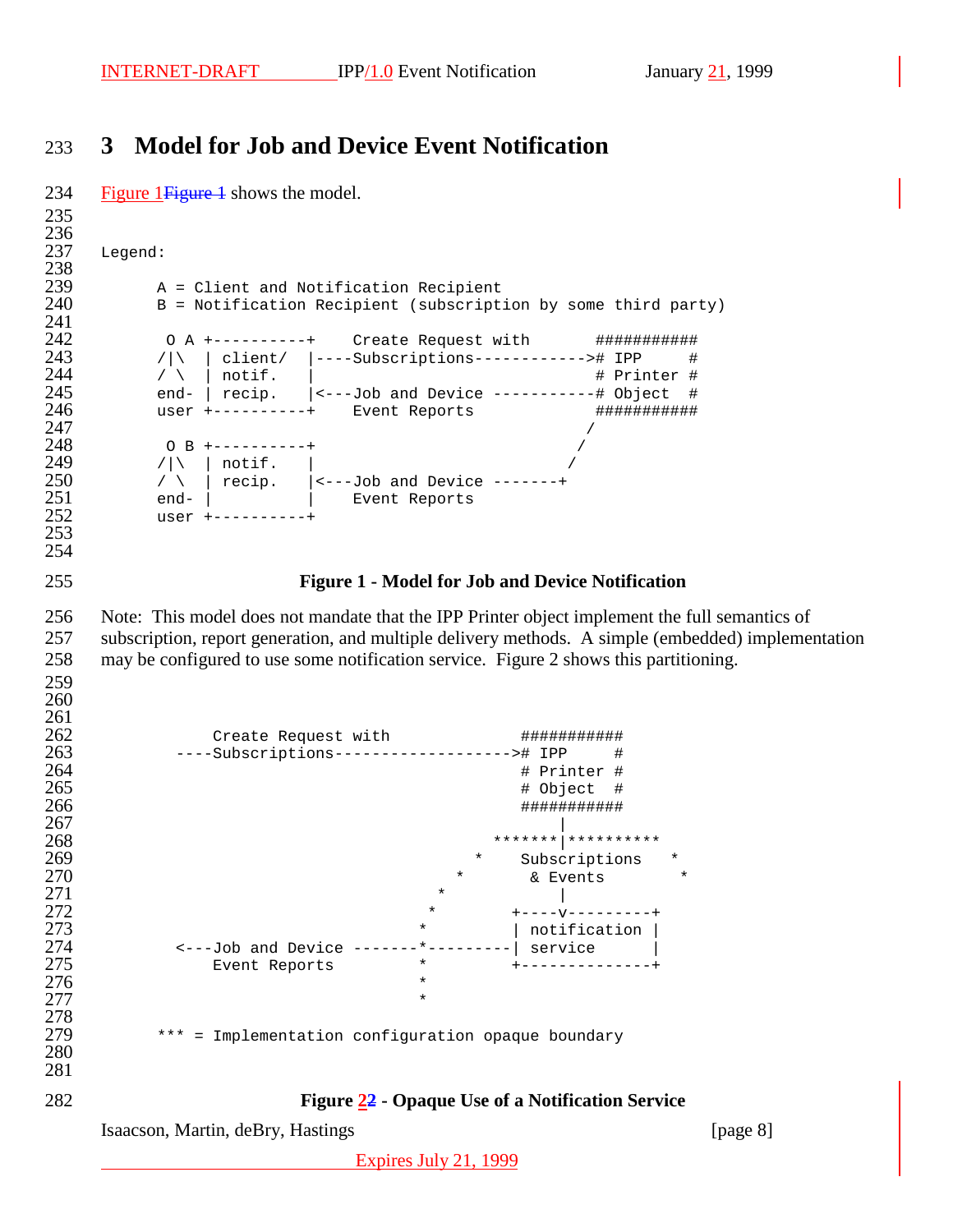# 3 Model for Job and Device Event Notification

Figure 1Figure 1 shows the model.

```
Legend:

      A = Client and Notification Recipient
      B = Notification Recipient (subscription by some third party)

       O A +----------+    Create Request with       ###########
      /|\  | client/  |----Subscriptions------------># IPP     #
      / \  | notif.   |                              # Printer #
      end- | recip.   |<---Job and Device -----------# Object  #
      user +----------+    Event Reports             ###########
                                                    /
       O B +----------+                            /
      /|\  | notif.   |                           /
      / \  | recip.   |<---Job and Device -------+
      end- |          |    Event Reports
      user +----------+
```

**Figure 1 - Model for Job and Device Notification**

Note: This model does not mandate that the IPP Printer object implement the full semantics of subscription, report generation, and multiple delivery methods. A simple (embedded) implementation may be configured to use some notification service. Figure 2 shows this partitioning.

```
            Create Request with              ###########
        ----Subscriptions-------------------># IPP     #
                                             # Printer #
                                             # Object  #
                                             ###########
                                                  |
                                          *******|**********
                                        *    Subscriptions   *
                                      *       & Events        *
                                    *             |
                                   *          +----v---------+
                                  *           | notification |
        <---Job and Device -------*---------| service      |
            Event Reports         *          +--------------+
                                  *
                                  *

      *** = Implementation configuration opaque boundary
```

**Figure 22 - Opaque Use of a Notification Service**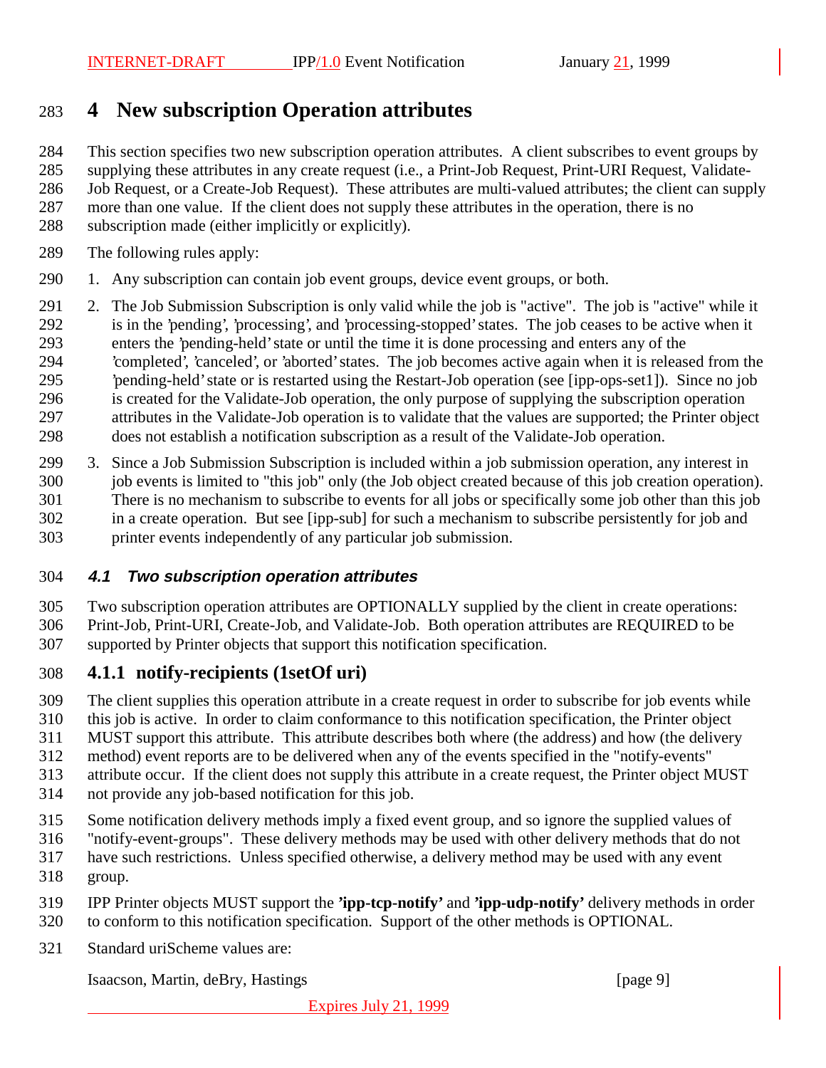# 4 New subscription Operation attributes

This section specifies two new subscription operation attributes. A client subscribes to event groups by supplying these attributes in any create request (i.e., a Print-Job Request, Print-URI Request, Validate-Job Request, or a Create-Job Request). These attributes are multi-valued attributes; the client can supply more than one value. If the client does not supply these attributes in the operation, there is no subscription made (either implicitly or explicitly).

The following rules apply:

1. Any subscription can contain job event groups, device event groups, or both.
2. The Job Submission Subscription is only valid while the job is "active". The job is "active" while it is in the 'pending', 'processing', and 'processing-stopped' states. The job ceases to be active when it enters the 'pending-held' state or until the time it is done processing and enters any of the 'completed', 'canceled', or 'aborted' states. The job becomes active again when it is released from the 'pending-held' state or is restarted using the Restart-Job operation (see [ipp-ops-set1]). Since no job is created for the Validate-Job operation, the only purpose of supplying the subscription operation attributes in the Validate-Job operation is to validate that the values are supported; the Printer object does not establish a notification subscription as a result of the Validate-Job operation.
3. Since a Job Submission Subscription is included within a job submission operation, any interest in job events is limited to "this job" only (the Job object created because of this job creation operation). There is no mechanism to subscribe to events for all jobs or specifically some job other than this job in a create operation. But see [ipp-sub] for such a mechanism to subscribe persistently for job and printer events independently of any particular job submission.

## 4.1 Two subscription operation attributes

Two subscription operation attributes are OPTIONALLY supplied by the client in create operations: Print-Job, Print-URI, Create-Job, and Validate-Job. Both operation attributes are REQUIRED to be supported by Printer objects that support this notification specification.

### 4.1.1 notify-recipients (1setOf uri)

The client supplies this operation attribute in a create request in order to subscribe for job events while this job is active. In order to claim conformance to this notification specification, the Printer object MUST support this attribute. This attribute describes both where (the address) and how (the delivery method) event reports are to be delivered when any of the events specified in the "notify-events" attribute occur. If the client does not supply this attribute in a create request, the Printer object MUST not provide any job-based notification for this job.

Some notification delivery methods imply a fixed event group, and so ignore the supplied values of "notify-event-groups". These delivery methods may be used with other delivery methods that do not have such restrictions. Unless specified otherwise, a delivery method may be used with any event group.

IPP Printer objects MUST support the **'ipp-tcp-notify'** and **'ipp-udp-notify'** delivery methods in order to conform to this notification specification. Support of the other methods is OPTIONAL.

Standard uriScheme values are: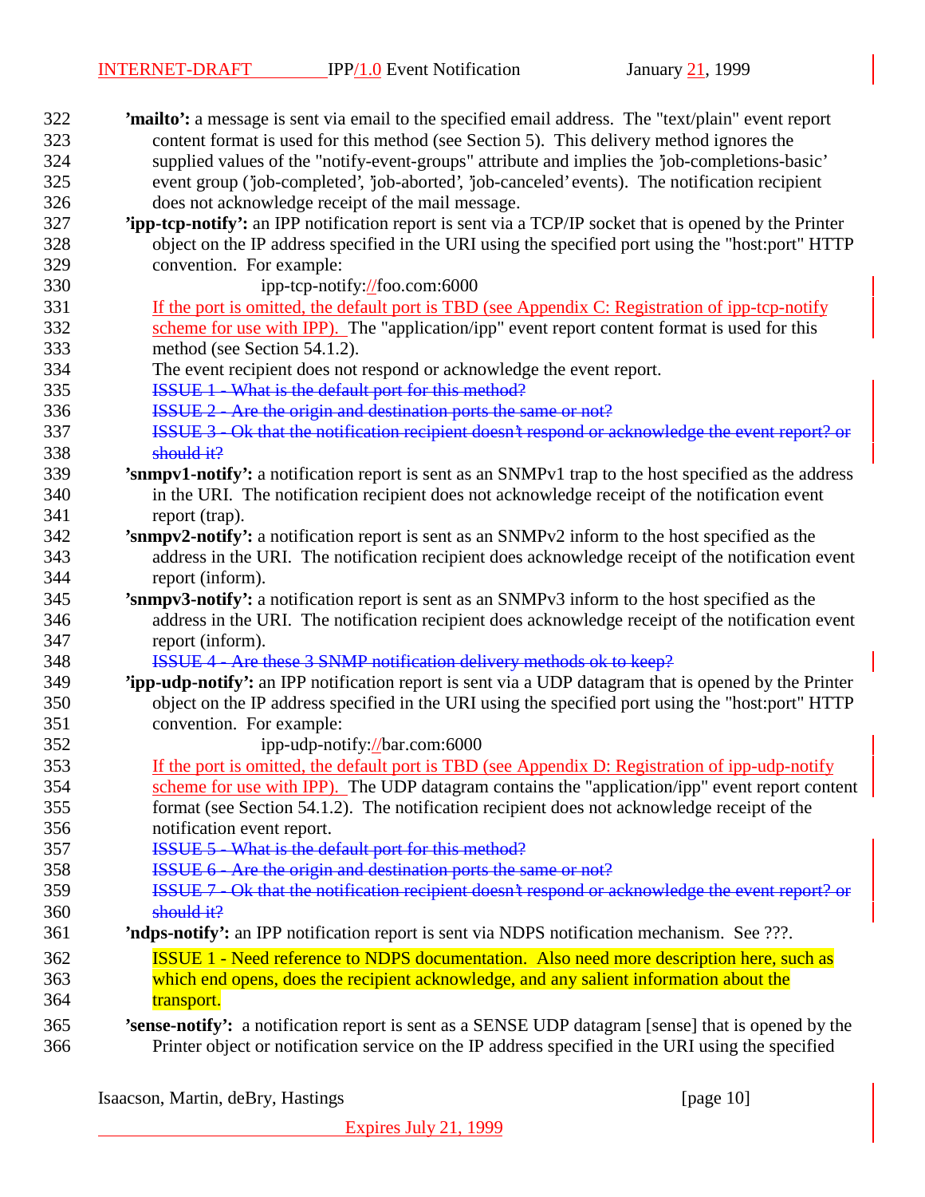**'mailto':** a message is sent via email to the specified email address. The "text/plain" event report content format is used for this method (see Section 5). This delivery method ignores the supplied values of the "notify-event-groups" attribute and implies the 'job-completions-basic' event group ('job-completed', 'job-aborted', 'job-canceled' events). The notification recipient does not acknowledge receipt of the mail message.

**'ipp-tcp-notify':** an IPP notification report is sent via a TCP/IP socket that is opened by the Printer object on the IP address specified in the URI using the specified port using the "host:port" HTTP convention. For example:

    ipp-tcp-notify://foo.com:6000

If the port is omitted, the default port is TBD (see Appendix C: Registration of ipp-tcp-notify scheme for use with IPP). The "application/ipp" event report content format is used for this method (see Section 54.1.2).

The event recipient does not respond or acknowledge the event report.

~~ISSUE 1 - What is the default port for this method?~~

~~ISSUE 2 - Are the origin and destination ports the same or not?~~

~~ISSUE 3 - Ok that the notification recipient doesn't respond or acknowledge the event report? or should it?~~

**'snmpv1-notify':** a notification report is sent as an SNMPv1 trap to the host specified as the address in the URI. The notification recipient does not acknowledge receipt of the notification event report (trap).

**'snmpv2-notify':** a notification report is sent as an SNMPv2 inform to the host specified as the address in the URI. The notification recipient does acknowledge receipt of the notification event report (inform).

**'snmpv3-notify':** a notification report is sent as an SNMPv3 inform to the host specified as the address in the URI. The notification recipient does acknowledge receipt of the notification event report (inform).

~~ISSUE 4 - Are these 3 SNMP notification delivery methods ok to keep?~~

**'ipp-udp-notify':** an IPP notification report is sent via a UDP datagram that is opened by the Printer object on the IP address specified in the URI using the specified port using the "host:port" HTTP convention. For example:

    ipp-udp-notify://bar.com:6000

If the port is omitted, the default port is TBD (see Appendix D: Registration of ipp-udp-notify scheme for use with IPP). The UDP datagram contains the "application/ipp" event report content format (see Section 54.1.2). The notification recipient does not acknowledge receipt of the notification event report.

~~ISSUE 5 - What is the default port for this method?~~

~~ISSUE 6 - Are the origin and destination ports the same or not?~~

~~ISSUE 7 - Ok that the notification recipient doesn't respond or acknowledge the event report? or should it?~~

**'ndps-notify':** an IPP notification report is sent via NDPS notification mechanism. See ???.

ISSUE 1 - Need reference to NDPS documentation. Also need more description here, such as which end opens, does the recipient acknowledge, and any salient information about the transport.

**'sense-notify':** a notification report is sent as a SENSE UDP datagram [sense] that is opened by the Printer object or notification service on the IP address specified in the URI using the specified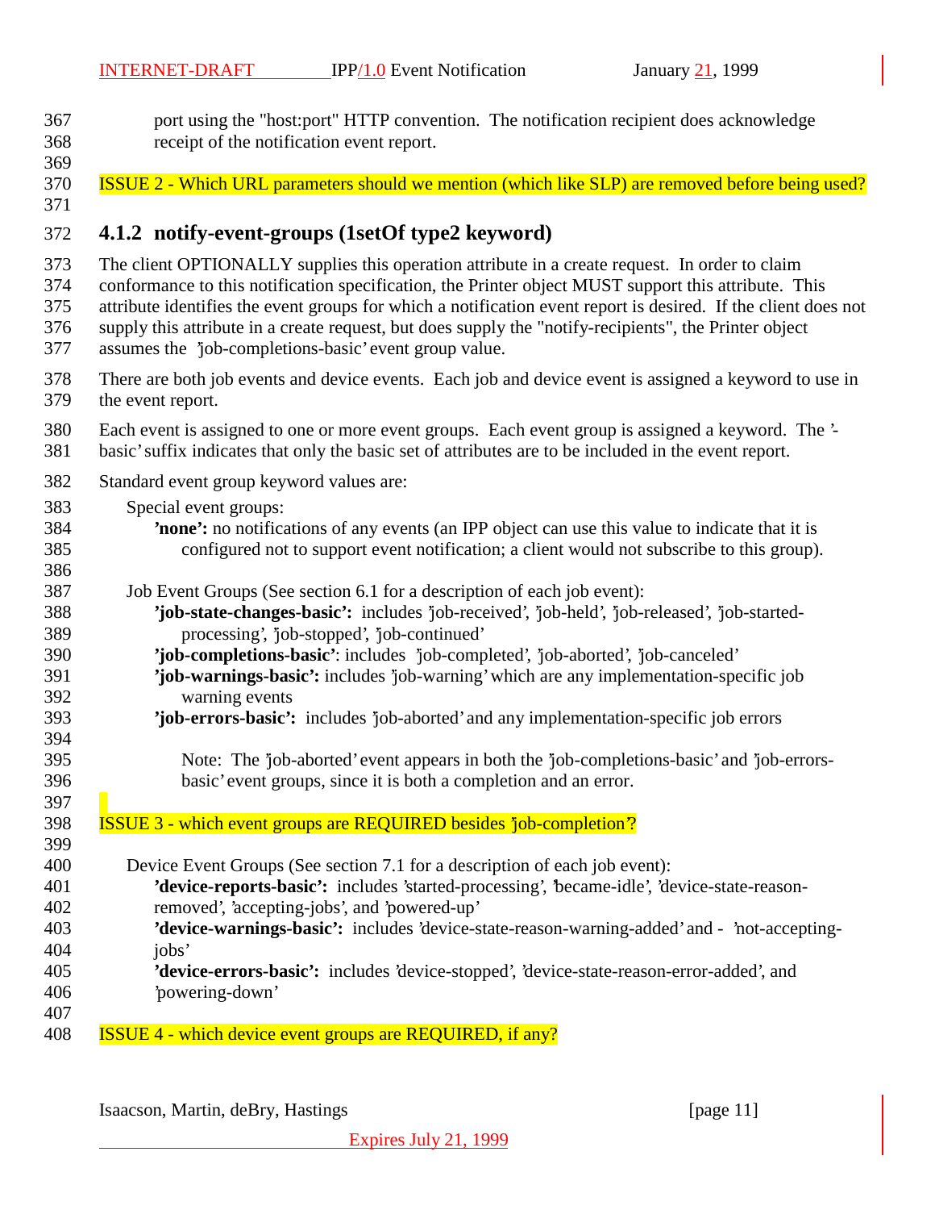port using the "host:port" HTTP convention. The notification recipient does acknowledge receipt of the notification event report.

ISSUE 2 - Which URL parameters should we mention (which like SLP) are removed before being used?

### 4.1.2 notify-event-groups (1setOf type2 keyword)

The client OPTIONALLY supplies this operation attribute in a create request. In order to claim conformance to this notification specification, the Printer object MUST support this attribute. This attribute identifies the event groups for which a notification event report is desired. If the client does not supply this attribute in a create request, but does supply the "notify-recipients", the Printer object assumes the 'job-completions-basic' event group value.

There are both job events and device events. Each job and device event is assigned a keyword to use in the event report.

Each event is assigned to one or more event groups. Each event group is assigned a keyword. The '-basic' suffix indicates that only the basic set of attributes are to be included in the event report.

Standard event group keyword values are:

Special event groups:

- **'none':** no notifications of any events (an IPP object can use this value to indicate that it is configured not to support event notification; a client would not subscribe to this group).

Job Event Groups (See section 6.1 for a description of each job event):

- **'job-state-changes-basic':** includes 'job-received', 'job-held', 'job-released', 'job-started-processing', 'job-stopped', 'job-continued'
- **'job-completions-basic'**: includes 'job-completed', 'job-aborted', 'job-canceled'
- **'job-warnings-basic':** includes 'job-warning' which are any implementation-specific job warning events
- **'job-errors-basic':** includes 'job-aborted' and any implementation-specific job errors

  Note: The 'job-aborted' event appears in both the 'job-completions-basic' and 'job-errors-basic' event groups, since it is both a completion and an error.

ISSUE 3 - which event groups are REQUIRED besides 'job-completion'?

Device Event Groups (See section 7.1 for a description of each job event):

- **'device-reports-basic':** includes 'started-processing', 'became-idle', 'device-state-reason-removed', 'accepting-jobs', and 'powered-up'
- **'device-warnings-basic':** includes 'device-state-reason-warning-added' and - 'not-accepting-jobs'
- **'device-errors-basic':** includes 'device-stopped', 'device-state-reason-error-added', and 'powering-down'

ISSUE 4 - which device event groups are REQUIRED, if any?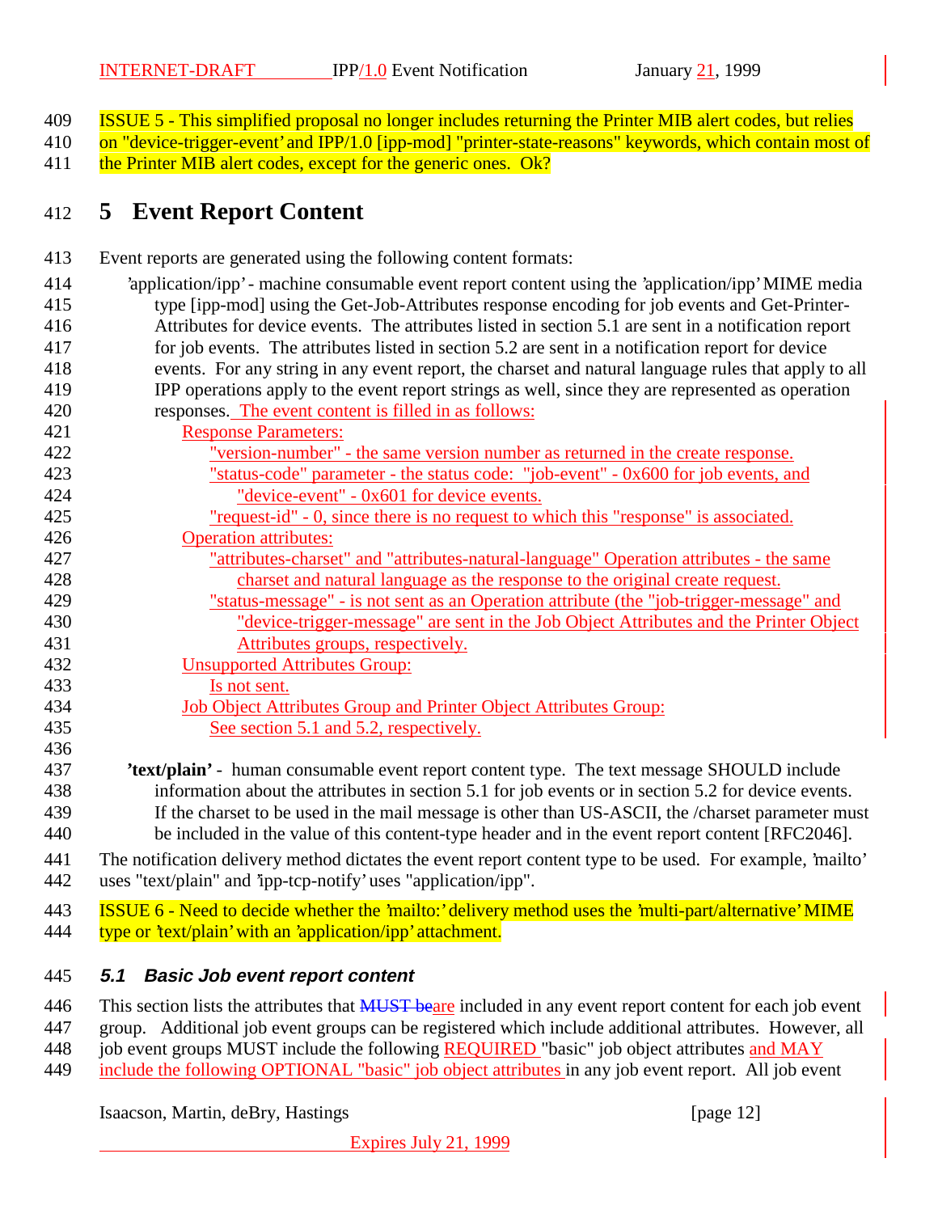ISSUE 5 - This simplified proposal no longer includes returning the Printer MIB alert codes, but relies on "device-trigger-event' and IPP/1.0 [ipp-mod] "printer-state-reasons" keywords, which contain most of the Printer MIB alert codes, except for the generic ones. Ok?

# 5 Event Report Content

Event reports are generated using the following content formats:

'application/ipp' - machine consumable event report content using the 'application/ipp' MIME media type [ipp-mod] using the Get-Job-Attributes response encoding for job events and Get-Printer-Attributes for device events. The attributes listed in section 5.1 are sent in a notification report for job events. The attributes listed in section 5.2 are sent in a notification report for device events. For any string in any event report, the charset and natural language rules that apply to all IPP operations apply to the event report strings as well, since they are represented as operation responses. The event content is filled in as follows:

- Response Parameters:
  - "version-number" - the same version number as returned in the create response.
  - "status-code" parameter - the status code: "job-event" - 0x600 for job events, and "device-event" - 0x601 for device events.
  - "request-id" - 0, since there is no request to which this "response" is associated.
- Operation attributes:
  - "attributes-charset" and "attributes-natural-language" Operation attributes - the same charset and natural language as the response to the original create request.
  - "status-message" - is not sent as an Operation attribute (the "job-trigger-message" and "device-trigger-message" are sent in the Job Object Attributes and the Printer Object Attributes groups, respectively.
- Unsupported Attributes Group:
  - Is not sent.
- Job Object Attributes Group and Printer Object Attributes Group:
  - See section 5.1 and 5.2, respectively.

**'text/plain'** - human consumable event report content type. The text message SHOULD include information about the attributes in section 5.1 for job events or in section 5.2 for device events. If the charset to be used in the mail message is other than US-ASCII, the /charset parameter must be included in the value of this content-type header and in the event report content [RFC2046].

The notification delivery method dictates the event report content type to be used. For example, 'mailto' uses "text/plain" and 'ipp-tcp-notify' uses "application/ipp".

ISSUE 6 - Need to decide whether the 'mailto:' delivery method uses the 'multi-part/alternative' MIME type or 'text/plain' with an 'application/ipp' attachment.

## 5.1 Basic Job event report content

This section lists the attributes that ~~MUST be~~are included in any event report content for each job event group. Additional job event groups can be registered which include additional attributes. However, all job event groups MUST include the following REQUIRED "basic" job object attributes and MAY include the following OPTIONAL "basic" job object attributes in any job event report. All job event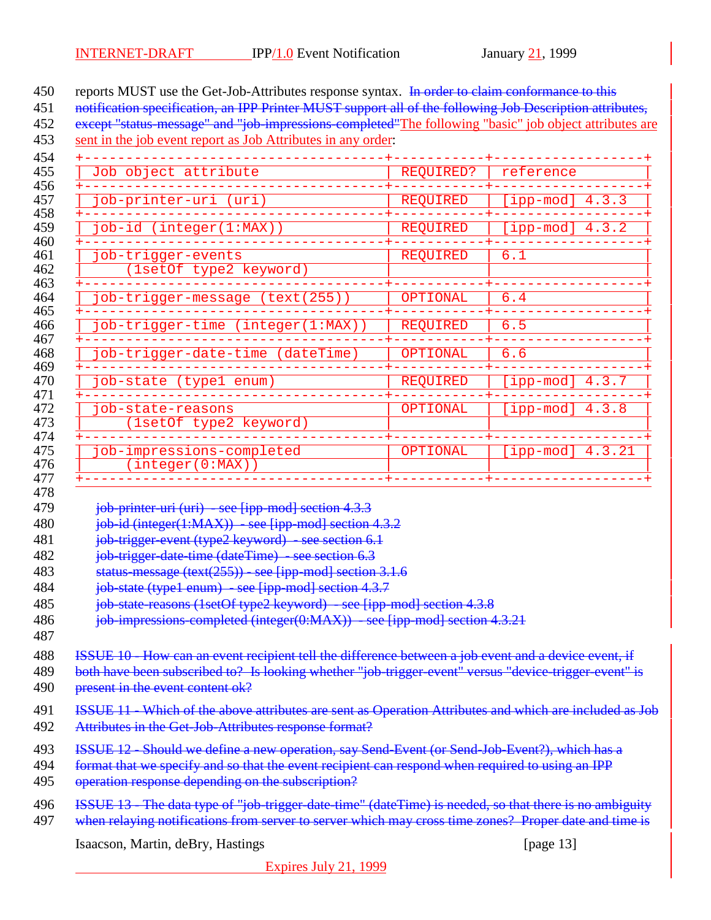reports MUST use the Get-Job-Attributes response syntax. ~~In order to claim conformance to this notification specification, an IPP Printer MUST support all of the following Job Description attributes, except "status-message" and "job-impressions-completed"~~The following "basic" job object attributes are sent in the job event report as Job Attributes in any order:

| Job object attribute | REQUIRED? | reference |
|---|---|---|
| job-printer-uri (uri) | REQUIRED | [ipp-mod] 4.3.3 |
| job-id (integer(1:MAX)) | REQUIRED | [ipp-mod] 4.3.2 |
| job-trigger-events (1setOf type2 keyword) | REQUIRED | 6.1 |
| job-trigger-message (text(255)) | OPTIONAL | 6.4 |
| job-trigger-time (integer(1:MAX)) | REQUIRED | 6.5 |
| job-trigger-date-time (dateTime) | OPTIONAL | 6.6 |
| job-state (type1 enum) | REQUIRED | [ipp-mod] 4.3.7 |
| job-state-reasons (1setOf type2 keyword) | OPTIONAL | [ipp-mod] 4.3.8 |
| job-impressions-completed (integer(0:MAX)) | OPTIONAL | [ipp-mod] 4.3.21 |

~~job-printer-uri (uri) - see [ipp-mod] section 4.3.3~~
~~job-id (integer(1:MAX)) - see [ipp-mod] section 4.3.2~~
~~job-trigger-event (type2 keyword) - see section 6.1~~
~~job-trigger-date-time (dateTime) - see section 6.3~~
~~status-message (text(255)) - see [ipp-mod] section 3.1.6~~
~~job-state (type1 enum) - see [ipp-mod] section 4.3.7~~
~~job-state-reasons (1setOf type2 keyword) - see [ipp-mod] section 4.3.8~~
~~job-impressions-completed (integer(0:MAX)) - see [ipp-mod] section 4.3.21~~

~~ISSUE 10 - How can an event recipient tell the difference between a job event and a device event, if both have been subscribed to? Is looking whether "job-trigger-event" versus "device-trigger-event" is present in the event content ok?~~

~~ISSUE 11 - Which of the above attributes are sent as Operation Attributes and which are included as Job Attributes in the Get-Job-Attributes response format?~~

~~ISSUE 12 - Should we define a new operation, say Send-Event (or Send-Job-Event?), which has a format that we specify and so that the event recipient can respond when required to using an IPP operation response depending on the subscription?~~

~~ISSUE 13 - The data type of "job-trigger-date-time" (dateTime) is needed, so that there is no ambiguity when relaying notifications from server to server which may cross time zones? Proper date and time is~~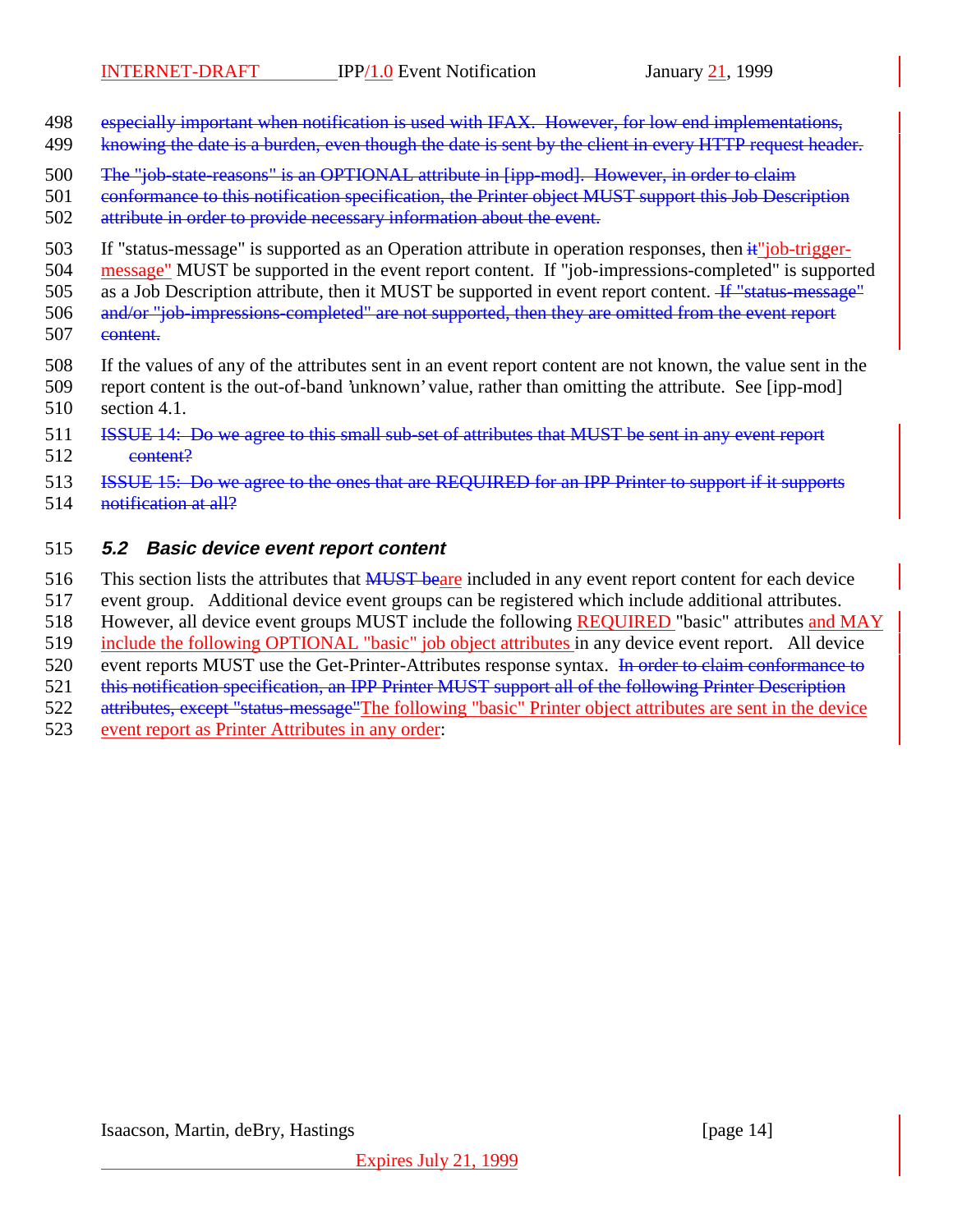especially important when notification is used with IFAX. However, for low end implementations, knowing the date is a burden, even though the date is sent by the client in every HTTP request header.

The "job-state-reasons" is an OPTIONAL attribute in [ipp-mod]. However, in order to claim conformance to this notification specification, the Printer object MUST support this Job Description attribute in order to provide necessary information about the event.

If "status-message" is supported as an Operation attribute in operation responses, then it"job-trigger-message" MUST be supported in the event report content. If "job-impressions-completed" is supported as a Job Description attribute, then it MUST be supported in event report content. If "status-message" and/or "job-impressions-completed" are not supported, then they are omitted from the event report content.

If the values of any of the attributes sent in an event report content are not known, the value sent in the report content is the out-of-band 'unknown' value, rather than omitting the attribute. See [ipp-mod] section 4.1.

ISSUE 14: Do we agree to this small sub-set of attributes that MUST be sent in any event report content?

ISSUE 15: Do we agree to the ones that are REQUIRED for an IPP Printer to support if it supports notification at all?

### 5.2 Basic device event report content

This section lists the attributes that MUST beare included in any event report content for each device event group. Additional device event groups can be registered which include additional attributes. However, all device event groups MUST include the following REQUIRED "basic" attributes and MAY include the following OPTIONAL "basic" job object attributes in any device event report. All device event reports MUST use the Get-Printer-Attributes response syntax. In order to claim conformance to this notification specification, an IPP Printer MUST support all of the following Printer Description attributes, except "status-message"The following "basic" Printer object attributes are sent in the device event report as Printer Attributes in any order: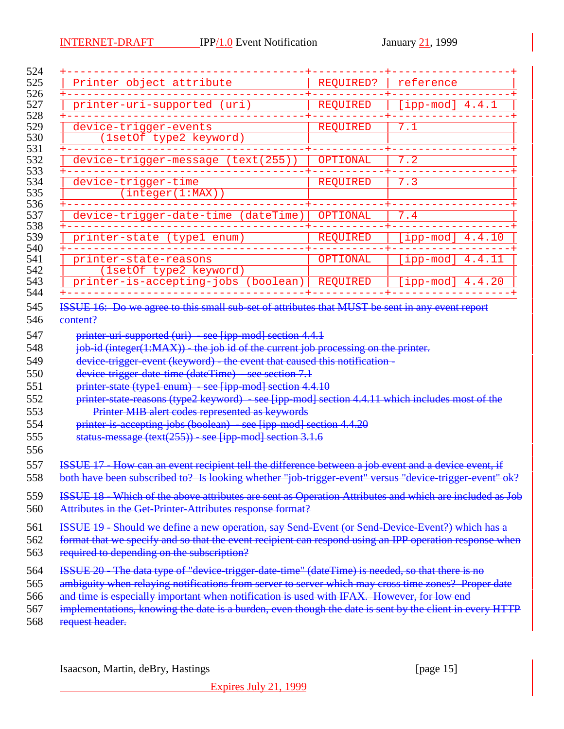| Printer object attribute | REQUIRED? | reference |
|---|---|---|
| printer-uri-supported (uri) | REQUIRED | [ipp-mod] 4.4.1 |
| device-trigger-events (1setOf type2 keyword) | REQUIRED | 7.1 |
| device-trigger-message (text(255)) | OPTIONAL | 7.2 |
| device-trigger-time (integer(1:MAX)) | REQUIRED | 7.3 |
| device-trigger-date-time (dateTime) | OPTIONAL | 7.4 |
| printer-state (type1 enum) | REQUIRED | [ipp-mod] 4.4.10 |
| printer-state-reasons (1setOf type2 keyword) | OPTIONAL | [ipp-mod] 4.4.11 |
| printer-is-accepting-jobs (boolean) | REQUIRED | [ipp-mod] 4.4.20 |

~~ISSUE 16: Do we agree to this small sub-set of attributes that MUST be sent in any event report content?~~

~~printer-uri-supported (uri) - see [ipp-mod] section 4.4.1~~
~~job-id (integer(1:MAX)) - the job id of the current job processing on the printer.~~
~~device-trigger-event (keyword) - the event that caused this notification -~~
~~device-trigger-date-time (dateTime) - see section 7.1~~
~~printer-state (type1 enum) - see [ipp-mod] section 4.4.10~~
~~printer-state-reasons (type2 keyword) - see [ipp-mod] section 4.4.11 which includes most of the Printer MIB alert codes represented as keywords~~
~~printer-is-accepting-jobs (boolean) - see [ipp-mod] section 4.4.20~~
~~status-message (text(255)) - see [ipp-mod] section 3.1.6~~

~~ISSUE 17 - How can an event recipient tell the difference between a job event and a device event, if both have been subscribed to? Is looking whether "job-trigger-event" versus "device-trigger-event" ok?~~

~~ISSUE 18 - Which of the above attributes are sent as Operation Attributes and which are included as Job Attributes in the Get-Printer-Attributes response format?~~

~~ISSUE 19 - Should we define a new operation, say Send-Event (or Send-Device-Event?) which has a format that we specify and so that the event recipient can respond using an IPP operation response when required to depending on the subscription?~~

~~ISSUE 20 - The data type of "device-trigger-date-time" (dateTime) is needed, so that there is no ambiguity when relaying notifications from server to server which may cross time zones? Proper date and time is especially important when notification is used with IFAX. However, for low end implementations, knowing the date is a burden, even though the date is sent by the client in every HTTP request header.~~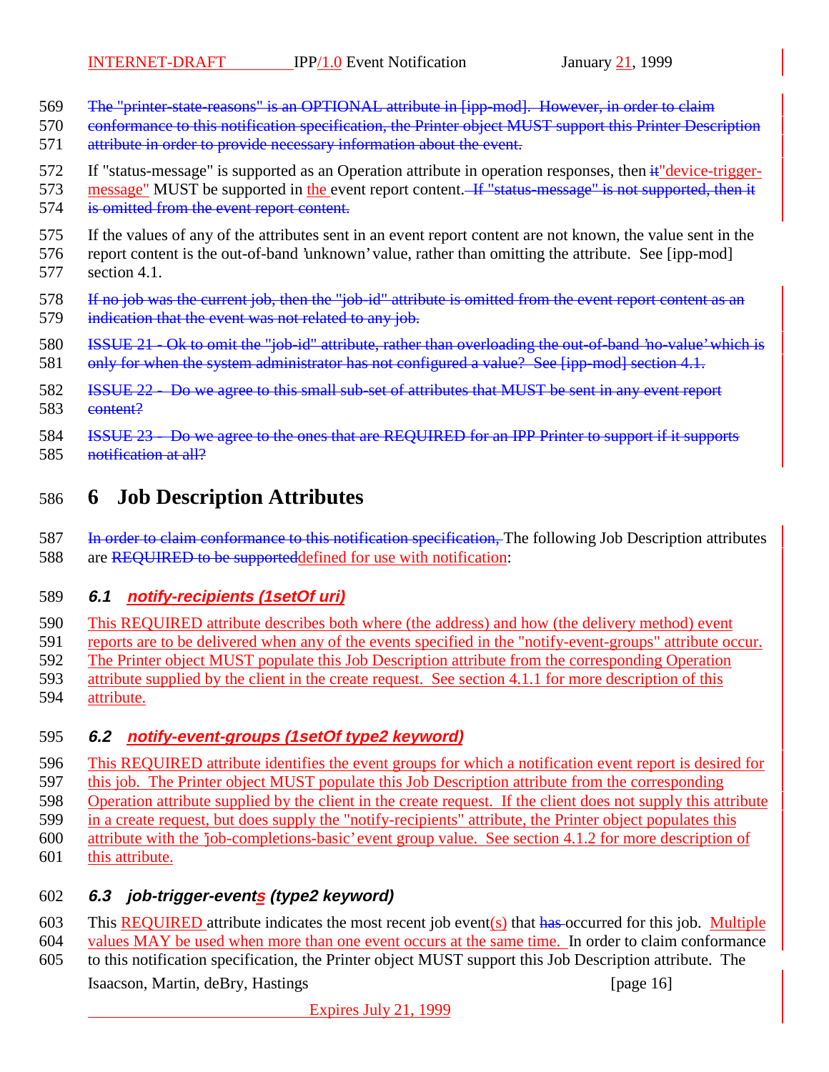The "printer-state-reasons" is an OPTIONAL attribute in [ipp-mod]. However, in order to claim conformance to this notification specification, the Printer object MUST support this Printer Description attribute in order to provide necessary information about the event.

If "status-message" is supported as an Operation attribute in operation responses, then it"device-trigger-message" MUST be supported in the event report content. If "status-message" is not supported, then it is omitted from the event report content.

If the values of any of the attributes sent in an event report content are not known, the value sent in the report content is the out-of-band 'unknown' value, rather than omitting the attribute. See [ipp-mod] section 4.1.

If no job was the current job, then the "job-id" attribute is omitted from the event report content as an indication that the event was not related to any job.

ISSUE 21 - Ok to omit the "job-id" attribute, rather than overloading the out-of-band 'no-value' which is only for when the system administrator has not configured a value? See [ipp-mod] section 4.1.

ISSUE 22 - Do we agree to this small sub-set of attributes that MUST be sent in any event report content?

ISSUE 23 - Do we agree to the ones that are REQUIRED for an IPP Printer to support if it supports notification at all?

# 6 Job Description Attributes

In order to claim conformance to this notification specification, The following Job Description attributes are REQUIRED to be supporteddefined for use with notification:

## 6.1 notify-recipients (1setOf uri)

This REQUIRED attribute describes both where (the address) and how (the delivery method) event reports are to be delivered when any of the events specified in the "notify-event-groups" attribute occur. The Printer object MUST populate this Job Description attribute from the corresponding Operation attribute supplied by the client in the create request. See section 4.1.1 for more description of this attribute.

## 6.2 notify-event-groups (1setOf type2 keyword)

This REQUIRED attribute identifies the event groups for which a notification event report is desired for this job. The Printer object MUST populate this Job Description attribute from the corresponding Operation attribute supplied by the client in the create request. If the client does not supply this attribute in a create request, but does supply the "notify-recipients" attribute, the Printer object populates this attribute with the 'job-completions-basic' event group value. See section 4.1.2 for more description of this attribute.

## 6.3 job-trigger-events (type2 keyword)

This REQUIRED attribute indicates the most recent job event(s) that has occurred for this job. Multiple values MAY be used when more than one event occurs at the same time. In order to claim conformance to this notification specification, the Printer object MUST support this Job Description attribute. The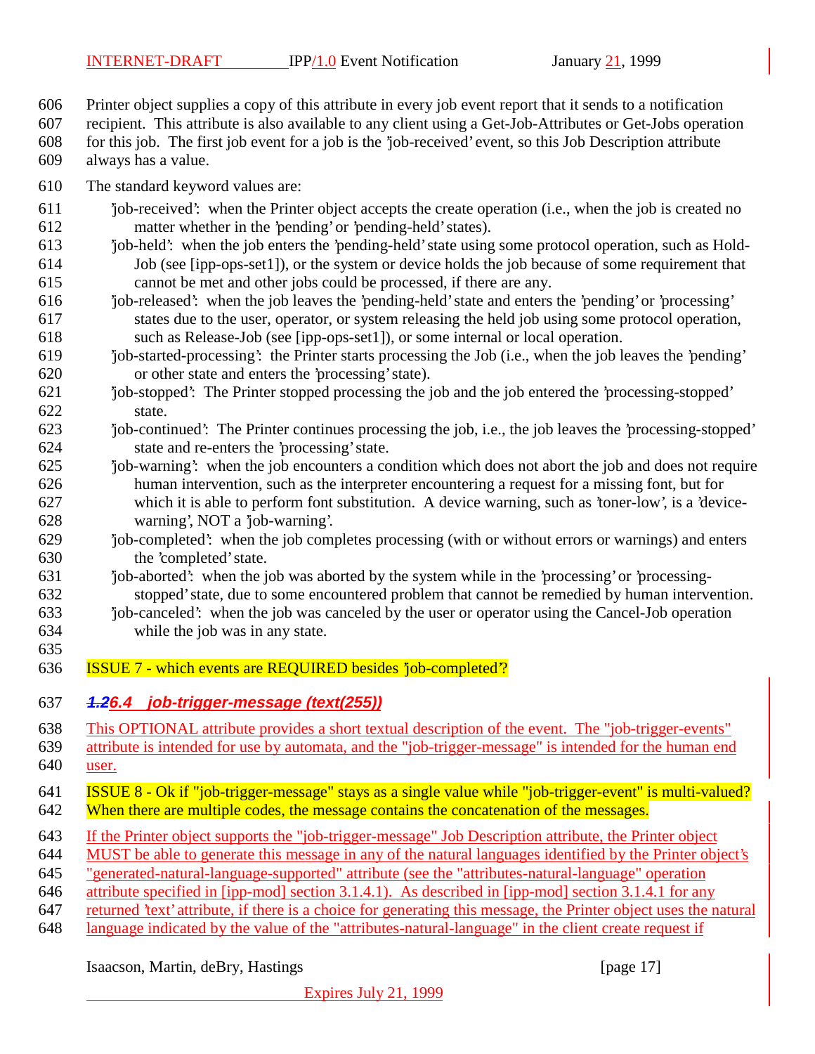Printer object supplies a copy of this attribute in every job event report that it sends to a notification recipient. This attribute is also available to any client using a Get-Job-Attributes or Get-Jobs operation for this job. The first job event for a job is the 'job-received' event, so this Job Description attribute always has a value.

The standard keyword values are:

- 'job-received': when the Printer object accepts the create operation (i.e., when the job is created no matter whether in the 'pending' or 'pending-held' states).
- 'job-held': when the job enters the 'pending-held' state using some protocol operation, such as Hold-Job (see [ipp-ops-set1]), or the system or device holds the job because of some requirement that cannot be met and other jobs could be processed, if there are any.
- 'job-released': when the job leaves the 'pending-held' state and enters the 'pending' or 'processing' states due to the user, operator, or system releasing the held job using some protocol operation, such as Release-Job (see [ipp-ops-set1]), or some internal or local operation.
- 'job-started-processing': the Printer starts processing the Job (i.e., when the job leaves the 'pending' or other state and enters the 'processing' state).
- 'job-stopped': The Printer stopped processing the job and the job entered the 'processing-stopped' state.
- 'job-continued': The Printer continues processing the job, i.e., the job leaves the 'processing-stopped' state and re-enters the 'processing' state.
- 'job-warning': when the job encounters a condition which does not abort the job and does not require human intervention, such as the interpreter encountering a request for a missing font, but for which it is able to perform font substitution. A device warning, such as 'toner-low', is a 'device-warning', NOT a 'job-warning'.
- 'job-completed': when the job completes processing (with or without errors or warnings) and enters the 'completed' state.
- 'job-aborted': when the job was aborted by the system while in the 'processing' or 'processing-stopped' state, due to some encountered problem that cannot be remedied by human intervention.
- 'job-canceled': when the job was canceled by the user or operator using the Cancel-Job operation while the job was in any state.

ISSUE 7 - which events are REQUIRED besides 'job-completed'?

### ~~1.2~~6.4 job-trigger-message (text(255))

This OPTIONAL attribute provides a short textual description of the event. The "job-trigger-events" attribute is intended for use by automata, and the "job-trigger-message" is intended for the human end user.

ISSUE 8 - Ok if "job-trigger-message" stays as a single value while "job-trigger-event" is multi-valued? When there are multiple codes, the message contains the concatenation of the messages.

If the Printer object supports the "job-trigger-message" Job Description attribute, the Printer object MUST be able to generate this message in any of the natural languages identified by the Printer object's "generated-natural-language-supported" attribute (see the "attributes-natural-language" operation attribute specified in [ipp-mod] section 3.1.4.1). As described in [ipp-mod] section 3.1.4.1 for any returned 'text' attribute, if there is a choice for generating this message, the Printer object uses the natural language indicated by the value of the "attributes-natural-language" in the client create request if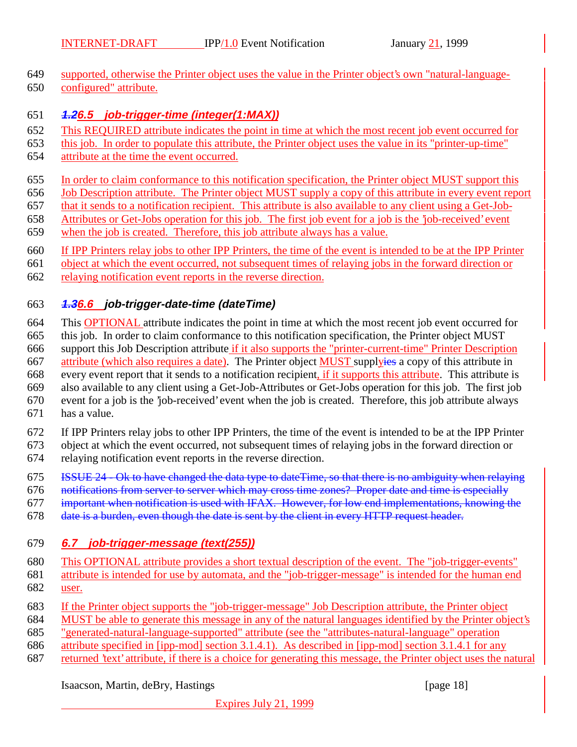supported, otherwise the Printer object uses the value in the Printer object's own "natural-language-configured" attribute.

### ~~1.2~~6.5 job-trigger-time (integer(1:MAX))

This REQUIRED attribute indicates the point in time at which the most recent job event occurred for this job. In order to populate this attribute, the Printer object uses the value in its "printer-up-time" attribute at the time the event occurred.

In order to claim conformance to this notification specification, the Printer object MUST support this Job Description attribute. The Printer object MUST supply a copy of this attribute in every event report that it sends to a notification recipient. This attribute is also available to any client using a Get-Job-Attributes or Get-Jobs operation for this job. The first job event for a job is the 'job-received' event when the job is created. Therefore, this job attribute always has a value.

If IPP Printers relay jobs to other IPP Printers, the time of the event is intended to be at the IPP Printer object at which the event occurred, not subsequent times of relaying jobs in the forward direction or relaying notification event reports in the reverse direction.

### ~~1.3~~6.6 job-trigger-date-time (dateTime)

This OPTIONAL attribute indicates the point in time at which the most recent job event occurred for this job. In order to claim conformance to this notification specification, the Printer object MUST support this Job Description attribute if it also supports the "printer-current-time" Printer Description attribute (which also requires a date). The Printer object MUST supply~~ies~~ a copy of this attribute in every event report that it sends to a notification recipient, if it supports this attribute. This attribute is also available to any client using a Get-Job-Attributes or Get-Jobs operation for this job. The first job event for a job is the 'job-received' event when the job is created. Therefore, this job attribute always has a value.

If IPP Printers relay jobs to other IPP Printers, the time of the event is intended to be at the IPP Printer object at which the event occurred, not subsequent times of relaying jobs in the forward direction or relaying notification event reports in the reverse direction.

~~ISSUE 24 - Ok to have changed the data type to dateTime, so that there is no ambiguity when relaying notifications from server to server which may cross time zones? Proper date and time is especially important when notification is used with IFAX. However, for low end implementations, knowing the date is a burden, even though the date is sent by the client in every HTTP request header.~~

### 6.7 job-trigger-message (text(255))

This OPTIONAL attribute provides a short textual description of the event. The "job-trigger-events" attribute is intended for use by automata, and the "job-trigger-message" is intended for the human end user.

If the Printer object supports the "job-trigger-message" Job Description attribute, the Printer object MUST be able to generate this message in any of the natural languages identified by the Printer object's "generated-natural-language-supported" attribute (see the "attributes-natural-language" operation attribute specified in [ipp-mod] section 3.1.4.1). As described in [ipp-mod] section 3.1.4.1 for any returned 'text' attribute, if there is a choice for generating this message, the Printer object uses the natural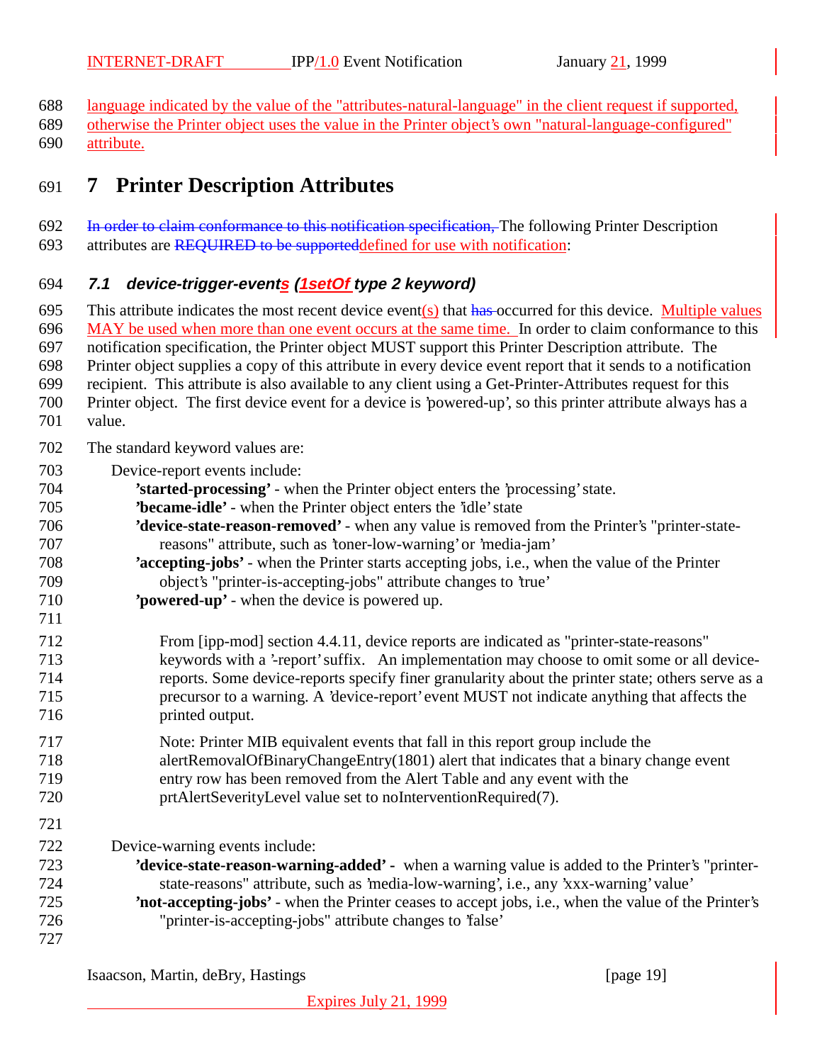language indicated by the value of the "attributes-natural-language" in the client request if supported, otherwise the Printer object uses the value in the Printer object's own "natural-language-configured" attribute.

# 7 Printer Description Attributes

~~In order to claim conformance to this notification specification,~~ The following Printer Description attributes are ~~REQUIRED to be supported~~defined for use with notification:

### *7.1 device-trigger-events (1setOf type 2 keyword)*

This attribute indicates the most recent device event(s) that ~~has~~ occurred for this device. Multiple values MAY be used when more than one event occurs at the same time. In order to claim conformance to this notification specification, the Printer object MUST support this Printer Description attribute. The Printer object supplies a copy of this attribute in every device event report that it sends to a notification recipient. This attribute is also available to any client using a Get-Printer-Attributes request for this Printer object. The first device event for a device is 'powered-up', so this printer attribute always has a value.

The standard keyword values are:

Device-report events include:

- **'started-processing'** - when the Printer object enters the 'processing' state.
- **'became-idle'** - when the Printer object enters the 'idle' state
- **'device-state-reason-removed'** - when any value is removed from the Printer's "printer-state-reasons" attribute, such as 'toner-low-warning' or 'media-jam'
- **'accepting-jobs'** - when the Printer starts accepting jobs, i.e., when the value of the Printer object's "printer-is-accepting-jobs" attribute changes to 'true'
- **'powered-up'** - when the device is powered up.

From [ipp-mod] section 4.4.11, device reports are indicated as "printer-state-reasons" keywords with a '-report' suffix. An implementation may choose to omit some or all device-reports. Some device-reports specify finer granularity about the printer state; others serve as a precursor to a warning. A 'device-report' event MUST not indicate anything that affects the printed output.

Note: Printer MIB equivalent events that fall in this report group include the alertRemovalOfBinaryChangeEntry(1801) alert that indicates that a binary change event entry row has been removed from the Alert Table and any event with the prtAlertSeverityLevel value set to noInterventionRequired(7).

Device-warning events include:

- **'device-state-reason-warning-added'** - when a warning value is added to the Printer's "printer-state-reasons" attribute, such as 'media-low-warning', i.e., any 'xxx-warning' value'
- **'not-accepting-jobs'** - when the Printer ceases to accept jobs, i.e., when the value of the Printer's "printer-is-accepting-jobs" attribute changes to 'false'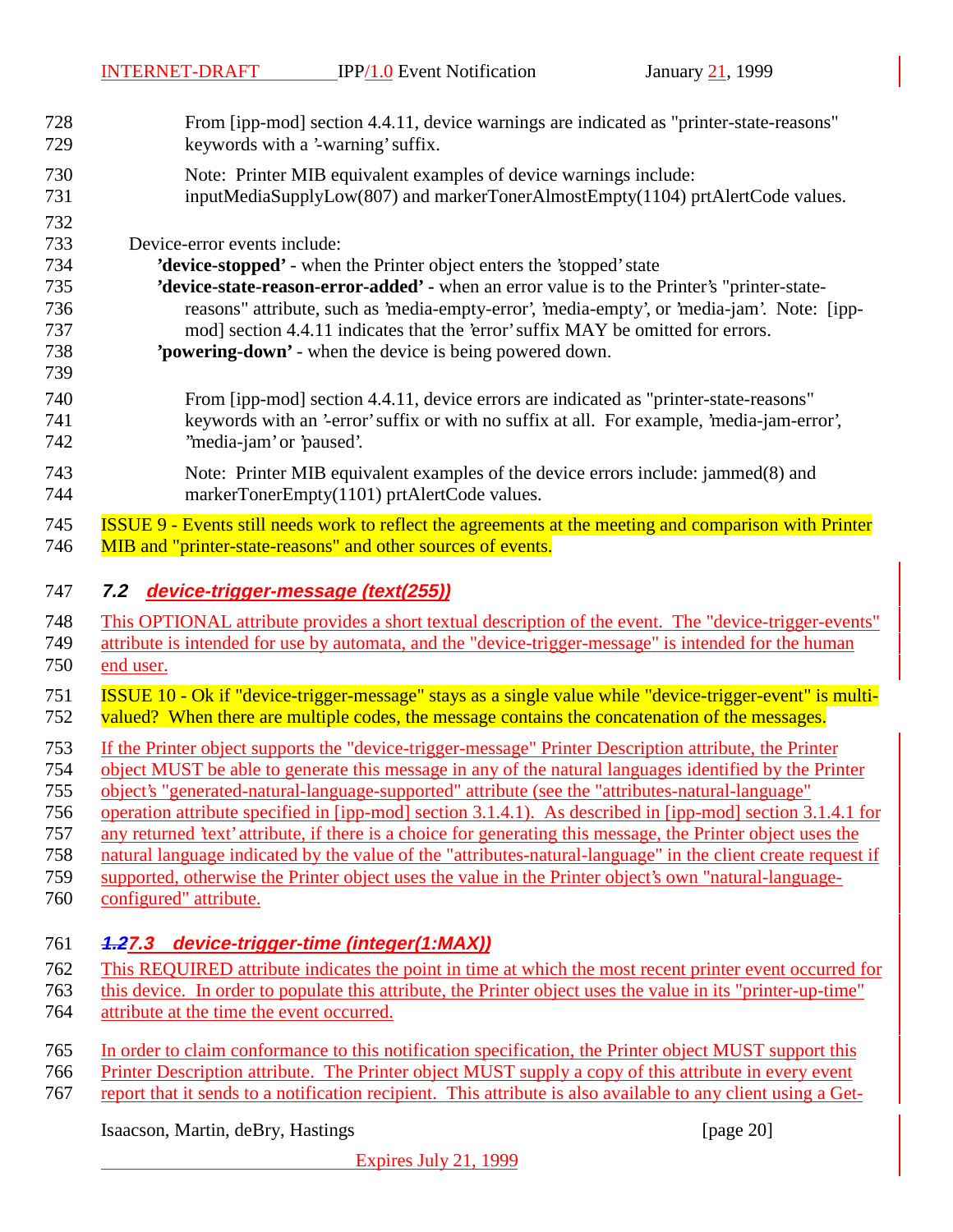From [ipp-mod] section 4.4.11, device warnings are indicated as "printer-state-reasons" keywords with a '-warning' suffix.

Note: Printer MIB equivalent examples of device warnings include: inputMediaSupplyLow(807) and markerTonerAlmostEmpty(1104) prtAlertCode values.

Device-error events include:

- **'device-stopped'** - when the Printer object enters the 'stopped' state
- **'device-state-reason-error-added' -** when an error value is to the Printer's "printer-state-reasons" attribute, such as 'media-empty-error', 'media-empty', or 'media-jam'. Note: [ipp-mod] section 4.4.11 indicates that the 'error' suffix MAY be omitted for errors.
- **'powering-down'** - when the device is being powered down.

From [ipp-mod] section 4.4.11, device errors are indicated as "printer-state-reasons" keywords with an '-error' suffix or with no suffix at all. For example, 'media-jam-error', ''media-jam' or 'paused'.

Note: Printer MIB equivalent examples of the device errors include: jammed(8) and markerTonerEmpty(1101) prtAlertCode values.

ISSUE 9 - Events still needs work to reflect the agreements at the meeting and comparison with Printer MIB and "printer-state-reasons" and other sources of events.

### 7.2 device-trigger-message (text(255))

This OPTIONAL attribute provides a short textual description of the event. The "device-trigger-events" attribute is intended for use by automata, and the "device-trigger-message" is intended for the human end user.

ISSUE 10 - Ok if "device-trigger-message" stays as a single value while "device-trigger-event" is multi-valued? When there are multiple codes, the message contains the concatenation of the messages.

If the Printer object supports the "device-trigger-message" Printer Description attribute, the Printer object MUST be able to generate this message in any of the natural languages identified by the Printer object's "generated-natural-language-supported" attribute (see the "attributes-natural-language" operation attribute specified in [ipp-mod] section 3.1.4.1). As described in [ipp-mod] section 3.1.4.1 for any returned 'text' attribute, if there is a choice for generating this message, the Printer object uses the natural language indicated by the value of the "attributes-natural-language" in the client create request if supported, otherwise the Printer object uses the value in the Printer object's own "natural-language-configured" attribute.

### ~~1.2~~7.3 device-trigger-time (integer(1:MAX))

This REQUIRED attribute indicates the point in time at which the most recent printer event occurred for this device. In order to populate this attribute, the Printer object uses the value in its "printer-up-time" attribute at the time the event occurred.

In order to claim conformance to this notification specification, the Printer object MUST support this Printer Description attribute. The Printer object MUST supply a copy of this attribute in every event report that it sends to a notification recipient. This attribute is also available to any client using a Get-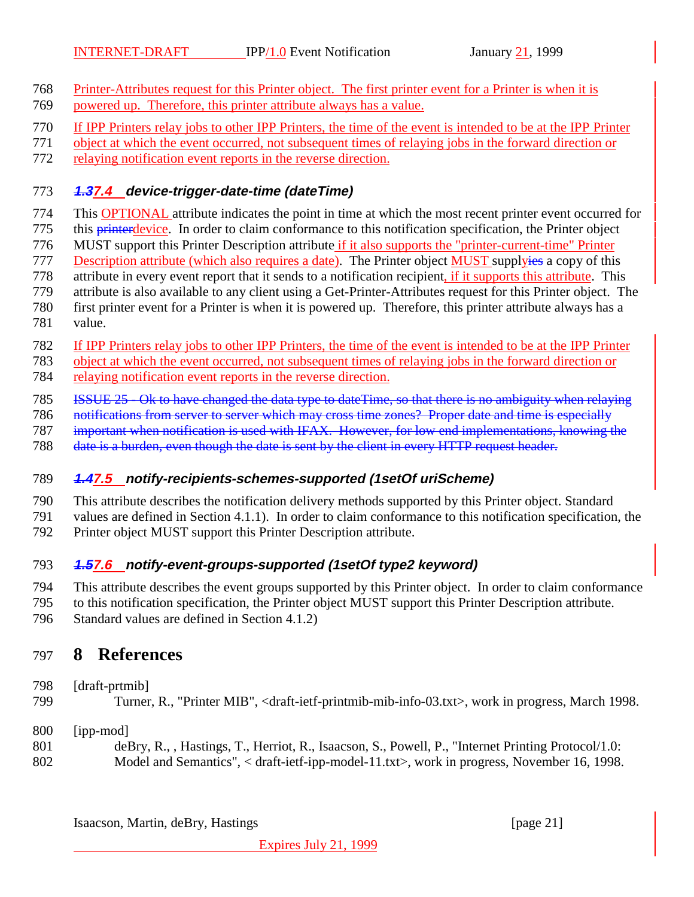Printer-Attributes request for this Printer object. The first printer event for a Printer is when it is powered up. Therefore, this printer attribute always has a value.

If IPP Printers relay jobs to other IPP Printers, the time of the event is intended to be at the IPP Printer object at which the event occurred, not subsequent times of relaying jobs in the forward direction or relaying notification event reports in the reverse direction.

### ~~1.3~~7.4 device-trigger-date-time (dateTime)

This OPTIONAL attribute indicates the point in time at which the most recent printer event occurred for this ~~printer~~device. In order to claim conformance to this notification specification, the Printer object MUST support this Printer Description attribute if it also supports the "printer-current-time" Printer Description attribute (which also requires a date). The Printer object MUST supply~~ies~~ a copy of this attribute in every event report that it sends to a notification recipient, if it supports this attribute. This attribute is also available to any client using a Get-Printer-Attributes request for this Printer object. The first printer event for a Printer is when it is powered up. Therefore, this printer attribute always has a value.

If IPP Printers relay jobs to other IPP Printers, the time of the event is intended to be at the IPP Printer object at which the event occurred, not subsequent times of relaying jobs in the forward direction or relaying notification event reports in the reverse direction.

~~ISSUE 25 - Ok to have changed the data type to dateTime, so that there is no ambiguity when relaying notifications from server to server which may cross time zones? Proper date and time is especially important when notification is used with IFAX. However, for low end implementations, knowing the date is a burden, even though the date is sent by the client in every HTTP request header.~~

### ~~1.4~~7.5 notify-recipients-schemes-supported (1setOf uriScheme)

This attribute describes the notification delivery methods supported by this Printer object. Standard values are defined in Section 4.1.1). In order to claim conformance to this notification specification, the Printer object MUST support this Printer Description attribute.

### ~~1.5~~7.6 notify-event-groups-supported (1setOf type2 keyword)

This attribute describes the event groups supported by this Printer object. In order to claim conformance to this notification specification, the Printer object MUST support this Printer Description attribute. Standard values are defined in Section 4.1.2)

# 8 References

[draft-prtmib]
Turner, R., "Printer MIB", <draft-ietf-printmib-mib-info-03.txt>, work in progress, March 1998.

[ipp-mod]
deBry, R., , Hastings, T., Herriot, R., Isaacson, S., Powell, P., "Internet Printing Protocol/1.0: Model and Semantics", < draft-ietf-ipp-model-11.txt>, work in progress, November 16, 1998.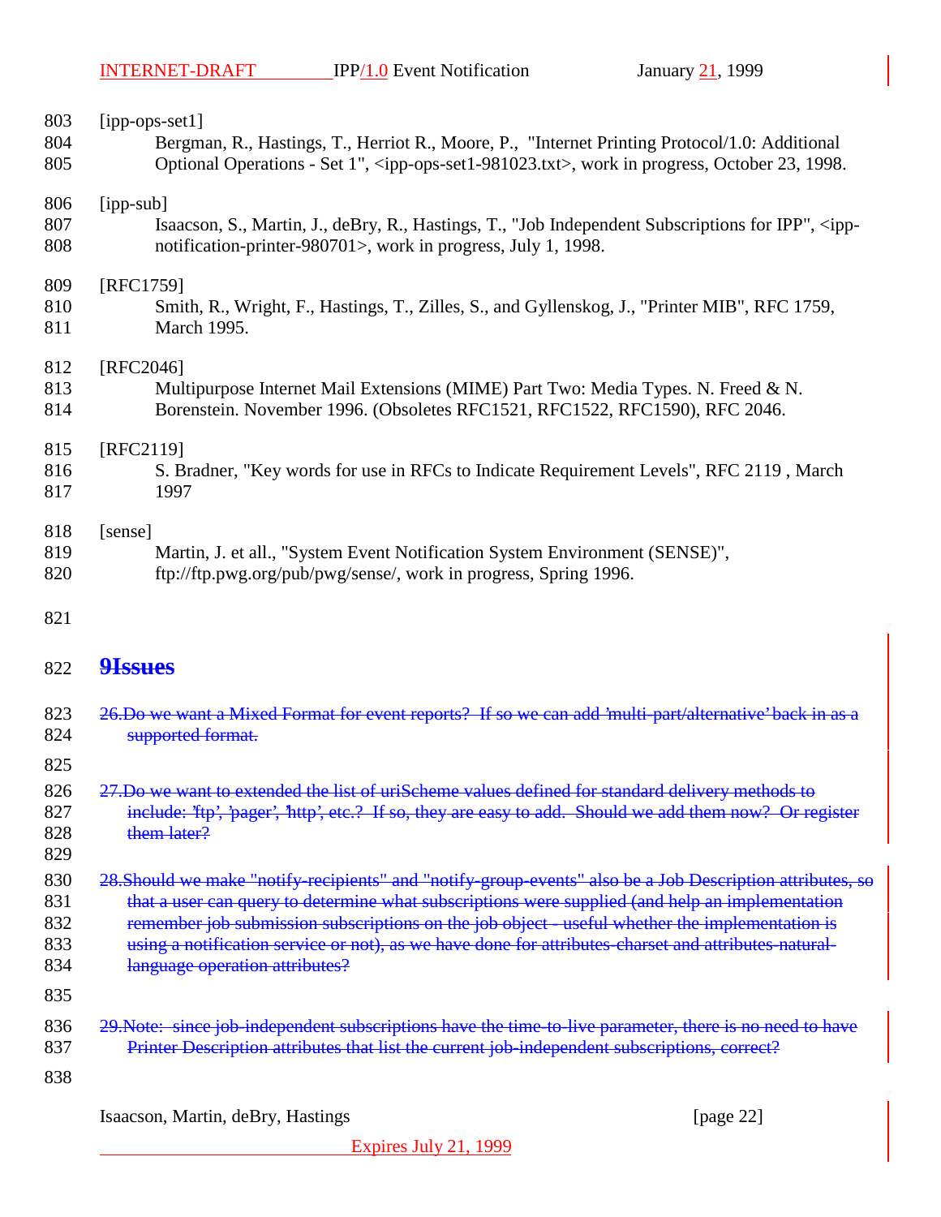[ipp-ops-set1]

Bergman, R., Hastings, T., Herriot R., Moore, P., "Internet Printing Protocol/1.0: Additional Optional Operations - Set 1", <ipp-ops-set1-981023.txt>, work in progress, October 23, 1998.

[ipp-sub]

Isaacson, S., Martin, J., deBry, R., Hastings, T., "Job Independent Subscriptions for IPP", <ipp-notification-printer-980701>, work in progress, July 1, 1998.

[RFC1759]

Smith, R., Wright, F., Hastings, T., Zilles, S., and Gyllenskog, J., "Printer MIB", RFC 1759, March 1995.

[RFC2046]

Multipurpose Internet Mail Extensions (MIME) Part Two: Media Types. N. Freed & N. Borenstein. November 1996. (Obsoletes RFC1521, RFC1522, RFC1590), RFC 2046.

[RFC2119]

S. Bradner, "Key words for use in RFCs to Indicate Requirement Levels", RFC 2119 , March 1997

[sense]

Martin, J. et all., "System Event Notification System Environment (SENSE)", ftp://ftp.pwg.org/pub/pwg/sense/, work in progress, Spring 1996.

# ~~9 Issues~~

~~26. Do we want a Mixed Format for event reports? If so we can add 'multi-part/alternative' back in as a supported format.~~

~~27. Do we want to extended the list of uriScheme values defined for standard delivery methods to include: 'ftp', 'pager', 'http', etc.? If so, they are easy to add. Should we add them now? Or register them later?~~

~~28. Should we make "notify-recipients" and "notify-group-events" also be a Job Description attributes, so that a user can query to determine what subscriptions were supplied (and help an implementation remember job submission subscriptions on the job object - useful whether the implementation is using a notification service or not), as we have done for attributes-charset and attributes-natural-language operation attributes?~~

~~29. Note: since job-independent subscriptions have the time-to-live parameter, there is no need to have Printer Description attributes that list the current job-independent subscriptions, correct?~~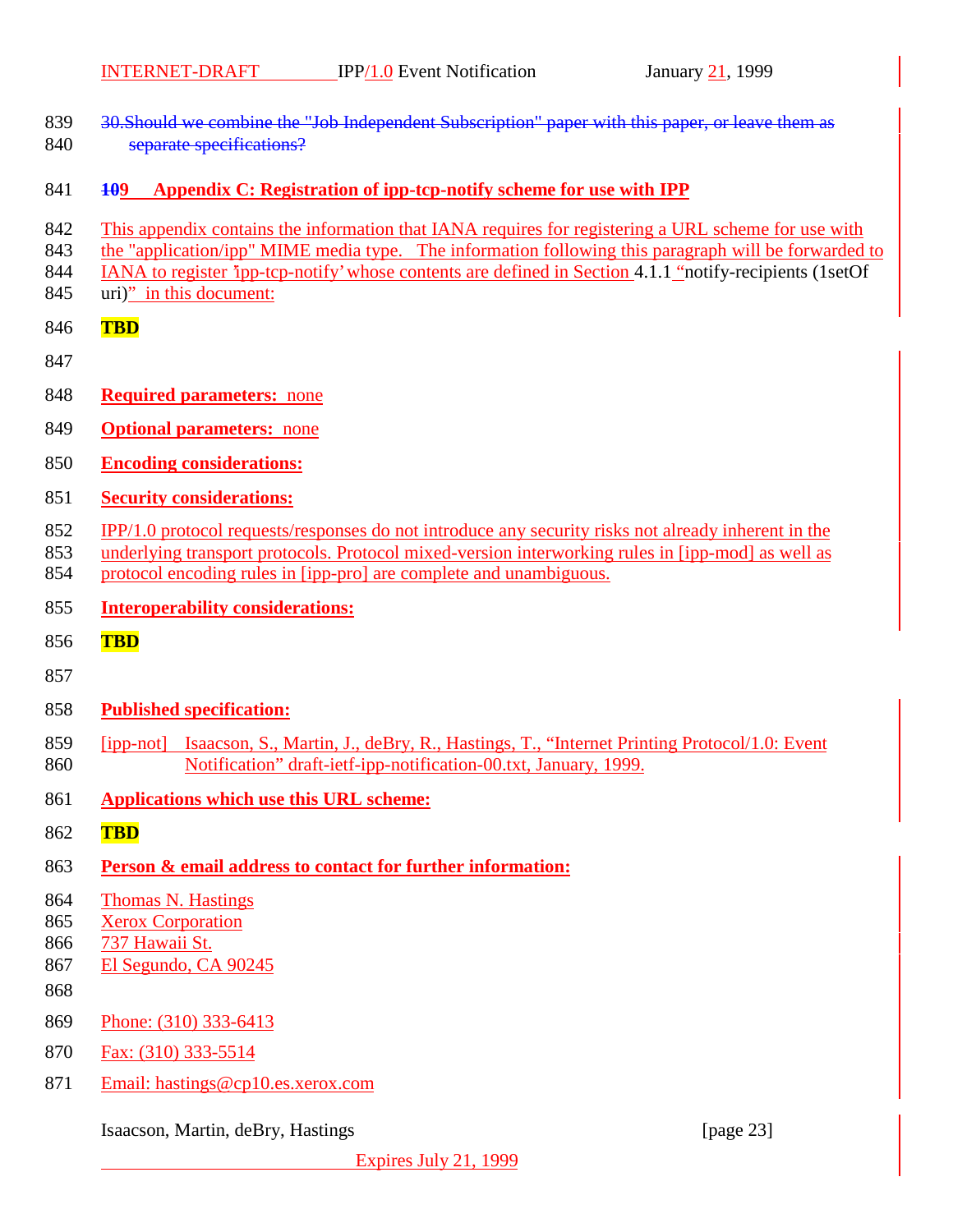30. Should we combine the "Job Independent Subscription" paper with this paper, or leave them as separate specifications?

## 9 Appendix C: Registration of ipp-tcp-notify scheme for use with IPP

This appendix contains the information that IANA requires for registering a URL scheme for use with the "application/ipp" MIME media type. The information following this paragraph will be forwarded to IANA to register 'ipp-tcp-notify' whose contents are defined in Section 4.1.1 "notify-recipients (1setOf uri)" in this document:

**TBD**

**Required parameters:** none

**Optional parameters:** none

**Encoding considerations:**

**Security considerations:**

IPP/1.0 protocol requests/responses do not introduce any security risks not already inherent in the underlying transport protocols. Protocol mixed-version interworking rules in [ipp-mod] as well as protocol encoding rules in [ipp-pro] are complete and unambiguous.

**Interoperability considerations:**

**TBD**

**Published specification:**

[ipp-not] Isaacson, S., Martin, J., deBry, R., Hastings, T., "Internet Printing Protocol/1.0: Event Notification" draft-ietf-ipp-notification-00.txt, January, 1999.

**Applications which use this URL scheme:**

**TBD**

**Person & email address to contact for further information:**

Thomas N. Hastings
Xerox Corporation
737 Hawaii St.
El Segundo, CA 90245

Phone: (310) 333-6413

Fax: (310) 333-5514

Email: hastings@cp10.es.xerox.com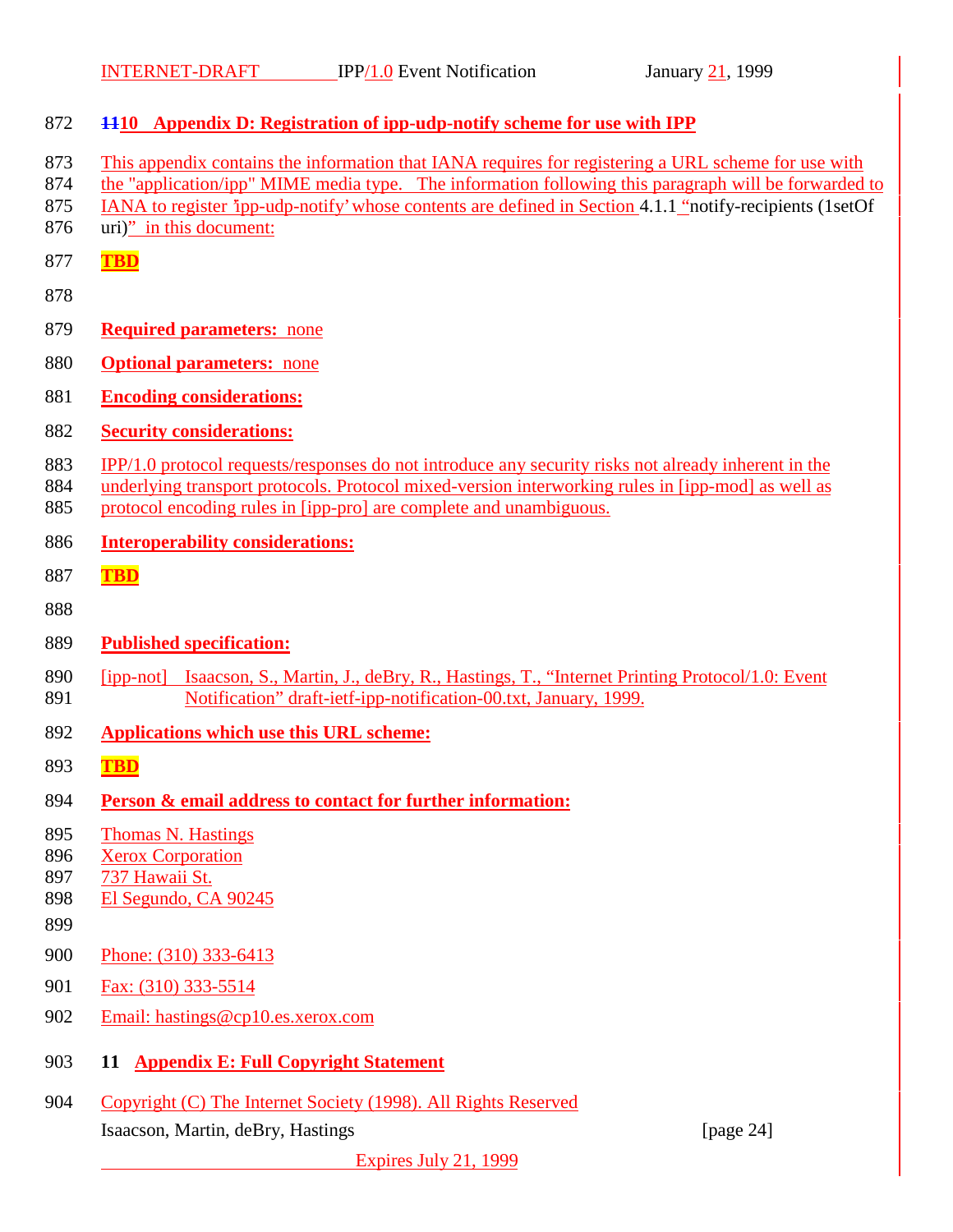## 10 Appendix D: Registration of ipp-udp-notify scheme for use with IPP

This appendix contains the information that IANA requires for registering a URL scheme for use with the "application/ipp" MIME media type. The information following this paragraph will be forwarded to IANA to register 'ipp-udp-notify' whose contents are defined in Section 4.1.1 "notify-recipients (1setOf uri)" in this document:

**TBD**

**Required parameters:** none

**Optional parameters:** none

**Encoding considerations:**

**Security considerations:**

IPP/1.0 protocol requests/responses do not introduce any security risks not already inherent in the underlying transport protocols. Protocol mixed-version interworking rules in [ipp-mod] as well as protocol encoding rules in [ipp-pro] are complete and unambiguous.

**Interoperability considerations:**

**TBD**

**Published specification:**

[ipp-not] Isaacson, S., Martin, J., deBry, R., Hastings, T., "Internet Printing Protocol/1.0: Event Notification" draft-ietf-ipp-notification-00.txt, January, 1999.

**Applications which use this URL scheme:**

**TBD**

**Person & email address to contact for further information:**

Thomas N. Hastings
Xerox Corporation
737 Hawaii St.
El Segundo, CA 90245

Phone: (310) 333-6413

Fax: (310) 333-5514

Email: hastings@cp10.es.xerox.com

## 11 Appendix E: Full Copyright Statement

Copyright (C) The Internet Society (1998). All Rights Reserved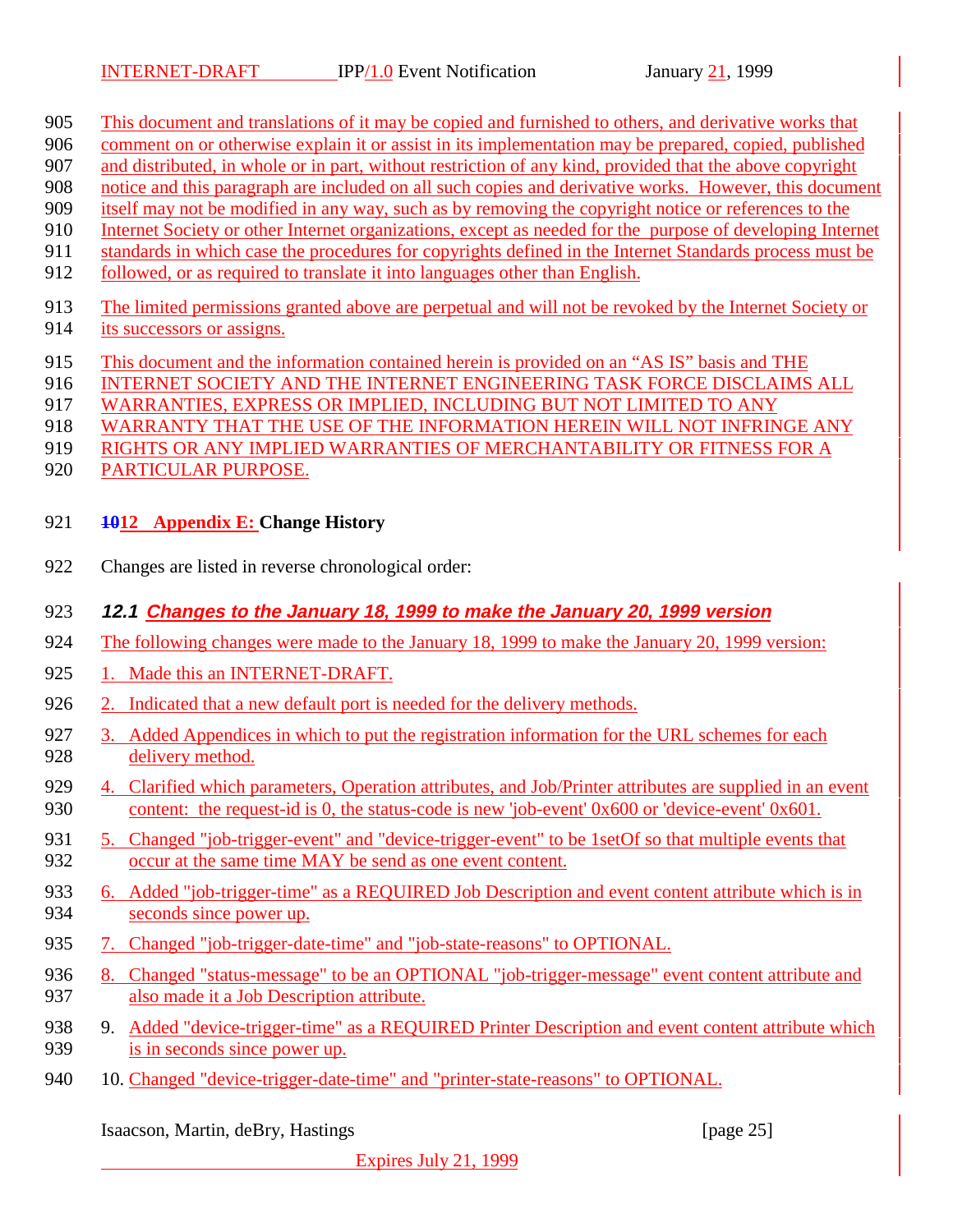This document and translations of it may be copied and furnished to others, and derivative works that comment on or otherwise explain it or assist in its implementation may be prepared, copied, published and distributed, in whole or in part, without restriction of any kind, provided that the above copyright notice and this paragraph are included on all such copies and derivative works. However, this document itself may not be modified in any way, such as by removing the copyright notice or references to the Internet Society or other Internet organizations, except as needed for the purpose of developing Internet standards in which case the procedures for copyrights defined in the Internet Standards process must be followed, or as required to translate it into languages other than English.

The limited permissions granted above are perpetual and will not be revoked by the Internet Society or its successors or assigns.

This document and the information contained herein is provided on an "AS IS" basis and THE INTERNET SOCIETY AND THE INTERNET ENGINEERING TASK FORCE DISCLAIMS ALL WARRANTIES, EXPRESS OR IMPLIED, INCLUDING BUT NOT LIMITED TO ANY WARRANTY THAT THE USE OF THE INFORMATION HEREIN WILL NOT INFRINGE ANY RIGHTS OR ANY IMPLIED WARRANTIES OF MERCHANTABILITY OR FITNESS FOR A PARTICULAR PURPOSE.

# ~~10~~12 Appendix E: Change History

Changes are listed in reverse chronological order:

## 12.1 Changes to the January 18, 1999 to make the January 20, 1999 version

The following changes were made to the January 18, 1999 to make the January 20, 1999 version:

1. Made this an INTERNET-DRAFT.
2. Indicated that a new default port is needed for the delivery methods.
3. Added Appendices in which to put the registration information for the URL schemes for each delivery method.
4. Clarified which parameters, Operation attributes, and Job/Printer attributes are supplied in an event content: the request-id is 0, the status-code is new 'job-event' 0x600 or 'device-event' 0x601.
5. Changed "job-trigger-event" and "device-trigger-event" to be 1setOf so that multiple events that occur at the same time MAY be send as one event content.
6. Added "job-trigger-time" as a REQUIRED Job Description and event content attribute which is in seconds since power up.
7. Changed "job-trigger-date-time" and "job-state-reasons" to OPTIONAL.
8. Changed "status-message" to be an OPTIONAL "job-trigger-message" event content attribute and also made it a Job Description attribute.
9. Added "device-trigger-time" as a REQUIRED Printer Description and event content attribute which is in seconds since power up.
10. Changed "device-trigger-date-time" and "printer-state-reasons" to OPTIONAL.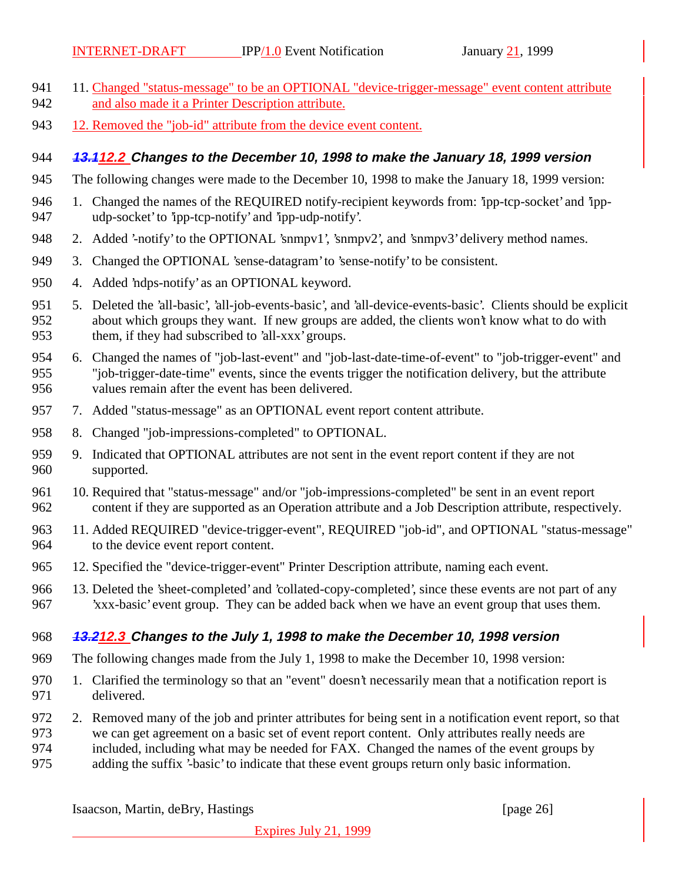11. Changed "status-message" to be an OPTIONAL "device-trigger-message" event content attribute and also made it a Printer Description attribute.

12. Removed the "job-id" attribute from the device event content.

### ~~13.1~~12.2 Changes to the December 10, 1998 to make the January 18, 1999 version

The following changes were made to the December 10, 1998 to make the January 18, 1999 version:

1. Changed the names of the REQUIRED notify-recipient keywords from: 'ipp-tcp-socket' and 'ipp-udp-socket' to 'ipp-tcp-notify' and 'ipp-udp-notify'.
2. Added '-notify' to the OPTIONAL 'snmpv1', 'snmpv2', and 'snmpv3' delivery method names.
3. Changed the OPTIONAL 'sense-datagram' to 'sense-notify' to be consistent.
4. Added 'ndps-notify' as an OPTIONAL keyword.
5. Deleted the 'all-basic', 'all-job-events-basic', and 'all-device-events-basic'. Clients should be explicit about which groups they want. If new groups are added, the clients won't know what to do with them, if they had subscribed to 'all-xxx' groups.
6. Changed the names of "job-last-event" and "job-last-date-time-of-event" to "job-trigger-event" and "job-trigger-date-time" events, since the events trigger the notification delivery, but the attribute values remain after the event has been delivered.
7. Added "status-message" as an OPTIONAL event report content attribute.
8. Changed "job-impressions-completed" to OPTIONAL.
9. Indicated that OPTIONAL attributes are not sent in the event report content if they are not supported.
10. Required that "status-message" and/or "job-impressions-completed" be sent in an event report content if they are supported as an Operation attribute and a Job Description attribute, respectively.
11. Added REQUIRED "device-trigger-event", REQUIRED "job-id", and OPTIONAL "status-message" to the device event report content.
12. Specified the "device-trigger-event" Printer Description attribute, naming each event.
13. Deleted the 'sheet-completed' and 'collated-copy-completed', since these events are not part of any 'xxx-basic' event group. They can be added back when we have an event group that uses them.

### ~~13.2~~12.3 Changes to the July 1, 1998 to make the December 10, 1998 version

The following changes made from the July 1, 1998 to make the December 10, 1998 version:

1. Clarified the terminology so that an "event" doesn't necessarily mean that a notification report is delivered.
2. Removed many of the job and printer attributes for being sent in a notification event report, so that we can get agreement on a basic set of event report content. Only attributes really needs are included, including what may be needed for FAX. Changed the names of the event groups by adding the suffix '-basic' to indicate that these event groups return only basic information.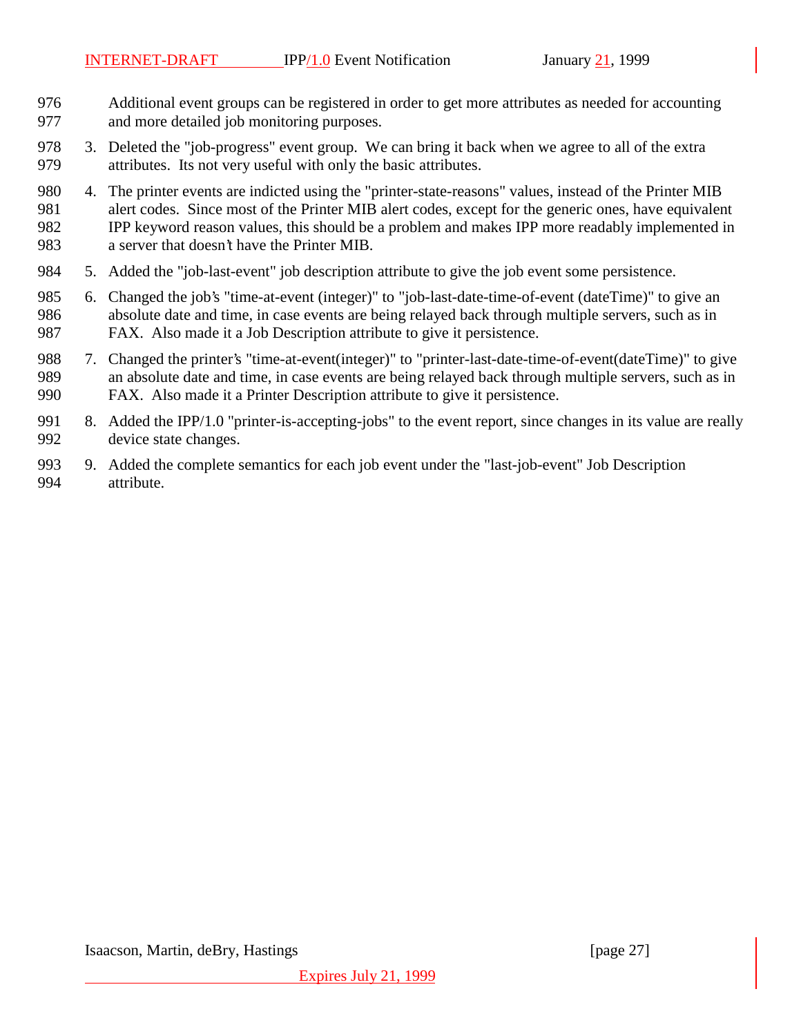Additional event groups can be registered in order to get more attributes as needed for accounting and more detailed job monitoring purposes.

3. Deleted the "job-progress" event group. We can bring it back when we agree to all of the extra attributes. Its not very useful with only the basic attributes.

4. The printer events are indicted using the "printer-state-reasons" values, instead of the Printer MIB alert codes. Since most of the Printer MIB alert codes, except for the generic ones, have equivalent IPP keyword reason values, this should be a problem and makes IPP more readably implemented in a server that doesn't have the Printer MIB.

5. Added the "job-last-event" job description attribute to give the job event some persistence.

6. Changed the job's "time-at-event (integer)" to "job-last-date-time-of-event (dateTime)" to give an absolute date and time, in case events are being relayed back through multiple servers, such as in FAX. Also made it a Job Description attribute to give it persistence.

7. Changed the printer's "time-at-event(integer)" to "printer-last-date-time-of-event(dateTime)" to give an absolute date and time, in case events are being relayed back through multiple servers, such as in FAX. Also made it a Printer Description attribute to give it persistence.

8. Added the IPP/1.0 "printer-is-accepting-jobs" to the event report, since changes in its value are really device state changes.

9. Added the complete semantics for each job event under the "last-job-event" Job Description attribute.